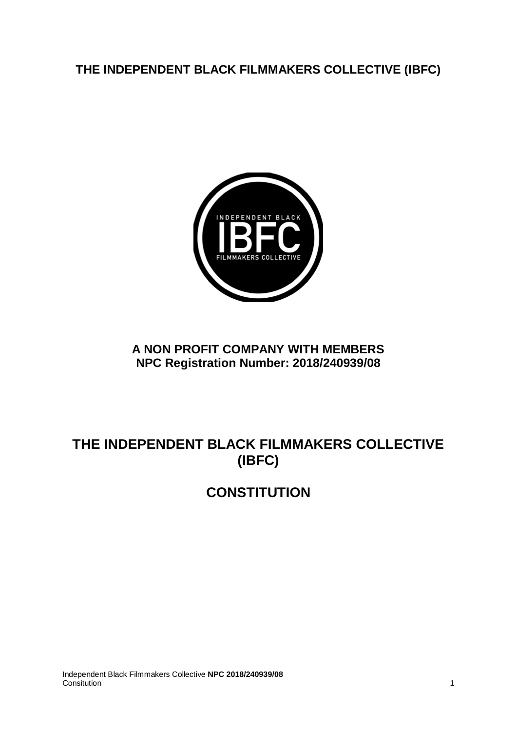# THE INDEPENDENT BLACK FILMMAKERS COLLECTIVE (IBFC)

**A NON PROFIT COMPANY WITH MEMBERS**
**NPC Registration Number: 2018/240939/08**

# THE INDEPENDENT BLACK FILMMAKERS COLLECTIVE (IBFC)

# CONSTITUTION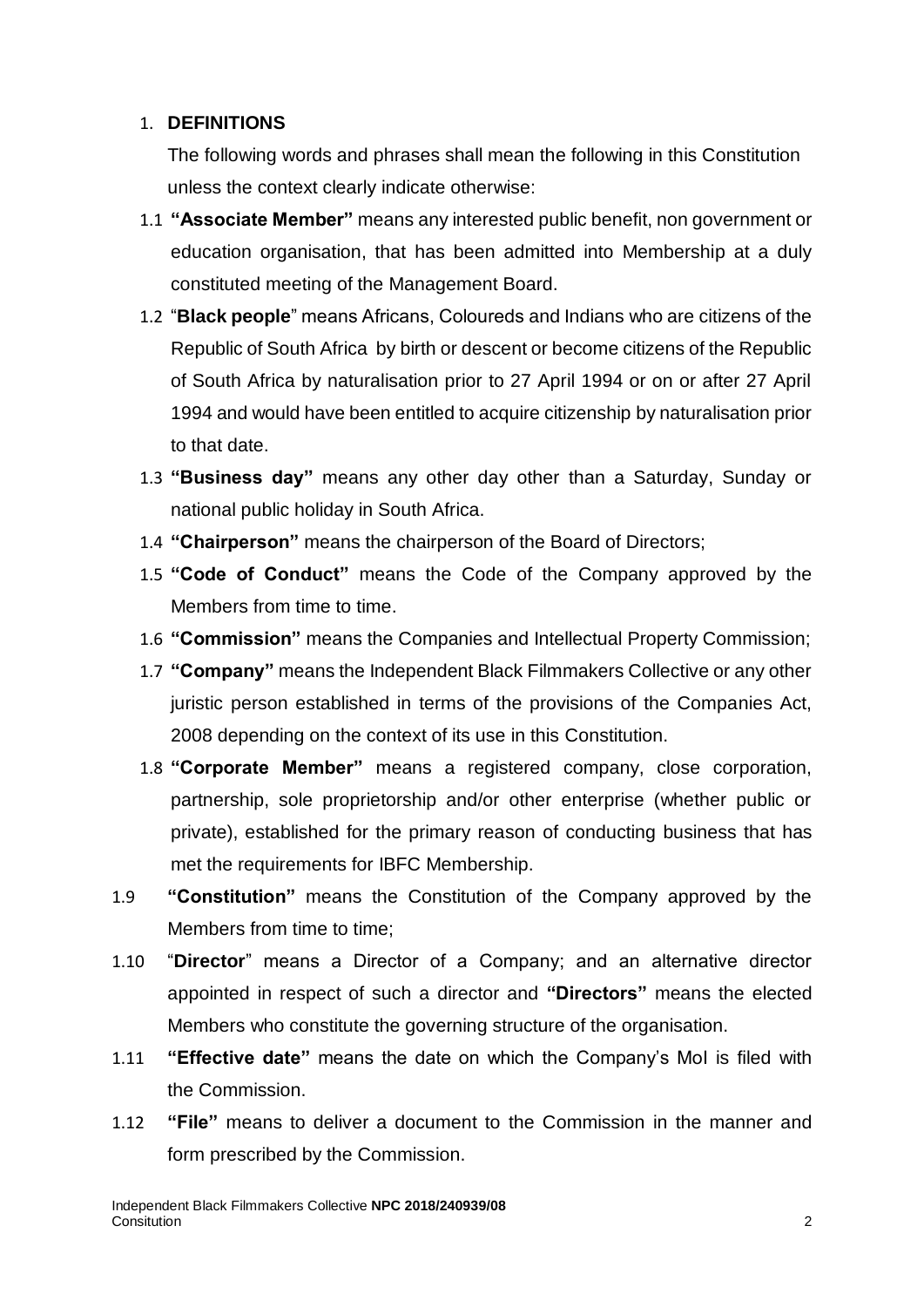## 1. DEFINITIONS

The following words and phrases shall mean the following in this Constitution unless the context clearly indicate otherwise:

1.1 **"Associate Member"** means any interested public benefit, non government or education organisation, that has been admitted into Membership at a duly constituted meeting of the Management Board.

1.2 "**Black people**" means Africans, Coloureds and Indians who are citizens of the Republic of South Africa by birth or descent or become citizens of the Republic of South Africa by naturalisation prior to 27 April 1994 or on or after 27 April 1994 and would have been entitled to acquire citizenship by naturalisation prior to that date.

1.3 **"Business day"** means any other day other than a Saturday, Sunday or national public holiday in South Africa.

1.4 **"Chairperson"** means the chairperson of the Board of Directors;

1.5 **"Code of Conduct"** means the Code of the Company approved by the Members from time to time.

1.6 **"Commission"** means the Companies and Intellectual Property Commission;

1.7 **"Company"** means the Independent Black Filmmakers Collective or any other juristic person established in terms of the provisions of the Companies Act, 2008 depending on the context of its use in this Constitution.

1.8 **"Corporate Member"** means a registered company, close corporation, partnership, sole proprietorship and/or other enterprise (whether public or private), established for the primary reason of conducting business that has met the requirements for IBFC Membership.

1.9 **"Constitution"** means the Constitution of the Company approved by the Members from time to time;

1.10 "**Director**" means a Director of a Company; and an alternative director appointed in respect of such a director and **"Directors"** means the elected Members who constitute the governing structure of the organisation.

1.11 **"Effective date"** means the date on which the Company's MoI is filed with the Commission.

1.12 **"File"** means to deliver a document to the Commission in the manner and form prescribed by the Commission.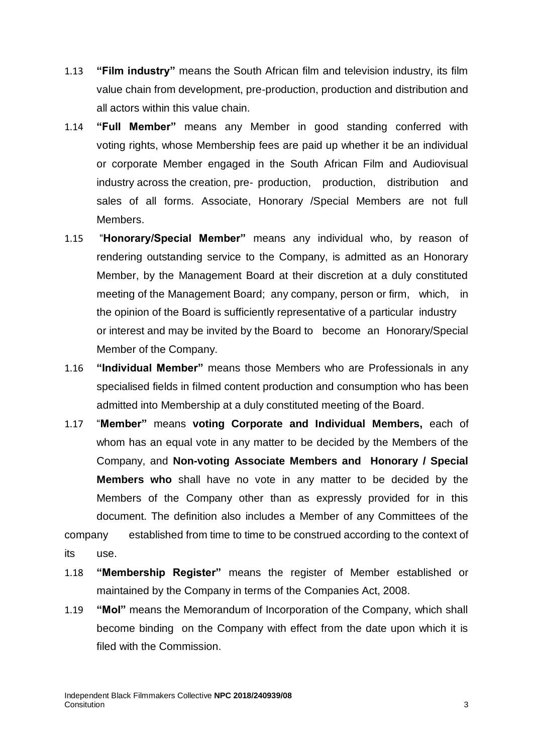1.13 **"Film industry"** means the South African film and television industry, its film value chain from development, pre-production, production and distribution and all actors within this value chain.

1.14 **"Full Member"** means any Member in good standing conferred with voting rights, whose Membership fees are paid up whether it be an individual or corporate Member engaged in the South African Film and Audiovisual industry across the creation, pre- production, production, distribution and sales of all forms. Associate, Honorary /Special Members are not full Members.

1.15 "**Honorary/Special Member"** means any individual who, by reason of rendering outstanding service to the Company, is admitted as an Honorary Member, by the Management Board at their discretion at a duly constituted meeting of the Management Board; any company, person or firm, which, in the opinion of the Board is sufficiently representative of a particular industry or interest and may be invited by the Board to become an Honorary/Special Member of the Company.

1.16 **"Individual Member"** means those Members who are Professionals in any specialised fields in filmed content production and consumption who has been admitted into Membership at a duly constituted meeting of the Board.

1.17 "**Member"** means **voting Corporate and Individual Members,** each of whom has an equal vote in any matter to be decided by the Members of the Company, and **Non-voting Associate Members and Honorary / Special Members who** shall have no vote in any matter to be decided by the Members of the Company other than as expressly provided for in this document. The definition also includes a Member of any Committees of the company established from time to time to be construed according to the context of its use.

1.18 **"Membership Register"** means the register of Member established or maintained by the Company in terms of the Companies Act, 2008.

1.19 **"MoI"** means the Memorandum of Incorporation of the Company, which shall become binding on the Company with effect from the date upon which it is filed with the Commission.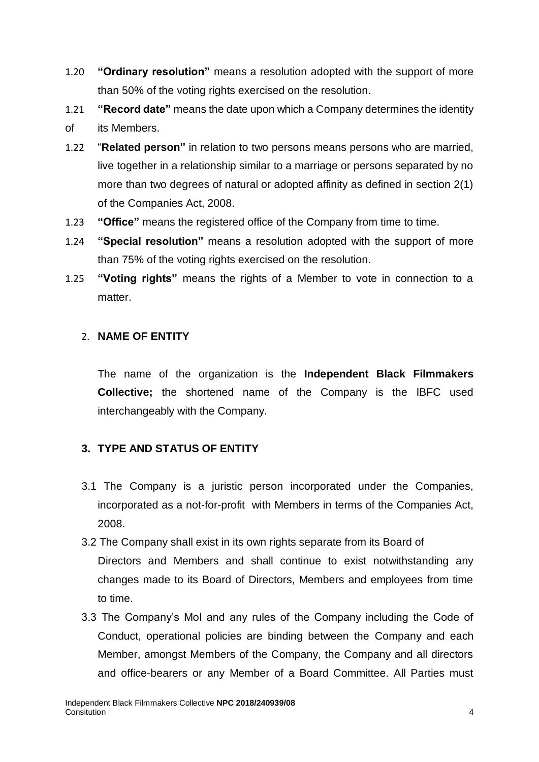1.20 **"Ordinary resolution"** means a resolution adopted with the support of more than 50% of the voting rights exercised on the resolution.

1.21 **"Record date"** means the date upon which a Company determines the identity of its Members.

1.22 "**Related person"** in relation to two persons means persons who are married, live together in a relationship similar to a marriage or persons separated by no more than two degrees of natural or adopted affinity as defined in section 2(1) of the Companies Act, 2008.

1.23 **"Office"** means the registered office of the Company from time to time.

1.24 **"Special resolution"** means a resolution adopted with the support of more than 75% of the voting rights exercised on the resolution.

1.25 **"Voting rights"** means the rights of a Member to vote in connection to a matter.

## 2. NAME OF ENTITY

The name of the organization is the **Independent Black Filmmakers Collective;** the shortened name of the Company is the IBFC used interchangeably with the Company.

## 3. TYPE AND STATUS OF ENTITY

3.1 The Company is a juristic person incorporated under the Companies, incorporated as a not-for-profit with Members in terms of the Companies Act, 2008.

3.2 The Company shall exist in its own rights separate from its Board of Directors and Members and shall continue to exist notwithstanding any changes made to its Board of Directors, Members and employees from time to time.

3.3 The Company's MoI and any rules of the Company including the Code of Conduct, operational policies are binding between the Company and each Member, amongst Members of the Company, the Company and all directors and office-bearers or any Member of a Board Committee. All Parties must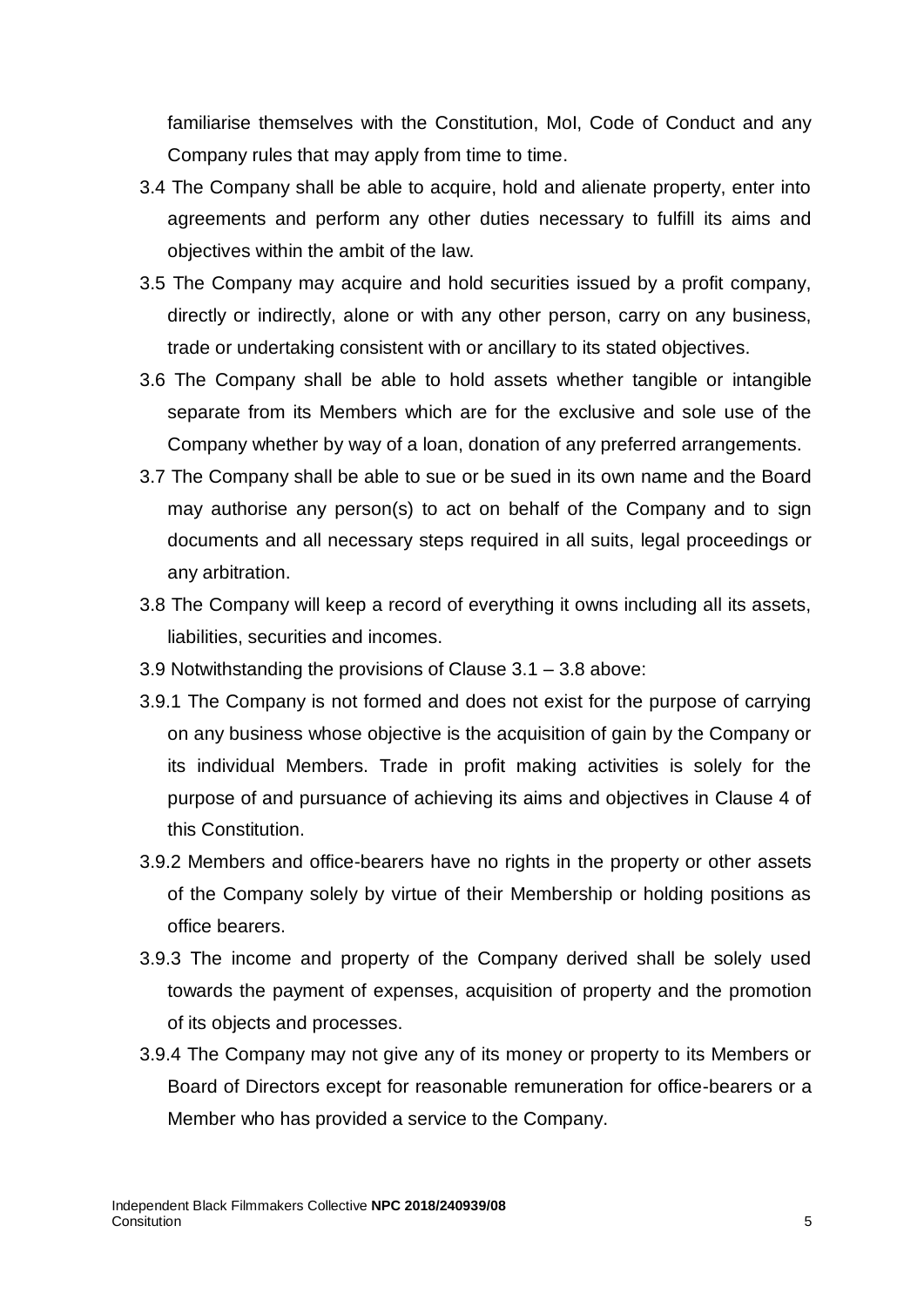familiarise themselves with the Constitution, MoI, Code of Conduct and any Company rules that may apply from time to time.

3.4 The Company shall be able to acquire, hold and alienate property, enter into agreements and perform any other duties necessary to fulfill its aims and objectives within the ambit of the law.

3.5 The Company may acquire and hold securities issued by a profit company, directly or indirectly, alone or with any other person, carry on any business, trade or undertaking consistent with or ancillary to its stated objectives.

3.6 The Company shall be able to hold assets whether tangible or intangible separate from its Members which are for the exclusive and sole use of the Company whether by way of a loan, donation of any preferred arrangements.

3.7 The Company shall be able to sue or be sued in its own name and the Board may authorise any person(s) to act on behalf of the Company and to sign documents and all necessary steps required in all suits, legal proceedings or any arbitration.

3.8 The Company will keep a record of everything it owns including all its assets, liabilities, securities and incomes.

3.9 Notwithstanding the provisions of Clause 3.1 – 3.8 above:

3.9.1 The Company is not formed and does not exist for the purpose of carrying on any business whose objective is the acquisition of gain by the Company or its individual Members. Trade in profit making activities is solely for the purpose of and pursuance of achieving its aims and objectives in Clause 4 of this Constitution.

3.9.2 Members and office-bearers have no rights in the property or other assets of the Company solely by virtue of their Membership or holding positions as office bearers.

3.9.3 The income and property of the Company derived shall be solely used towards the payment of expenses, acquisition of property and the promotion of its objects and processes.

3.9.4 The Company may not give any of its money or property to its Members or Board of Directors except for reasonable remuneration for office-bearers or a Member who has provided a service to the Company.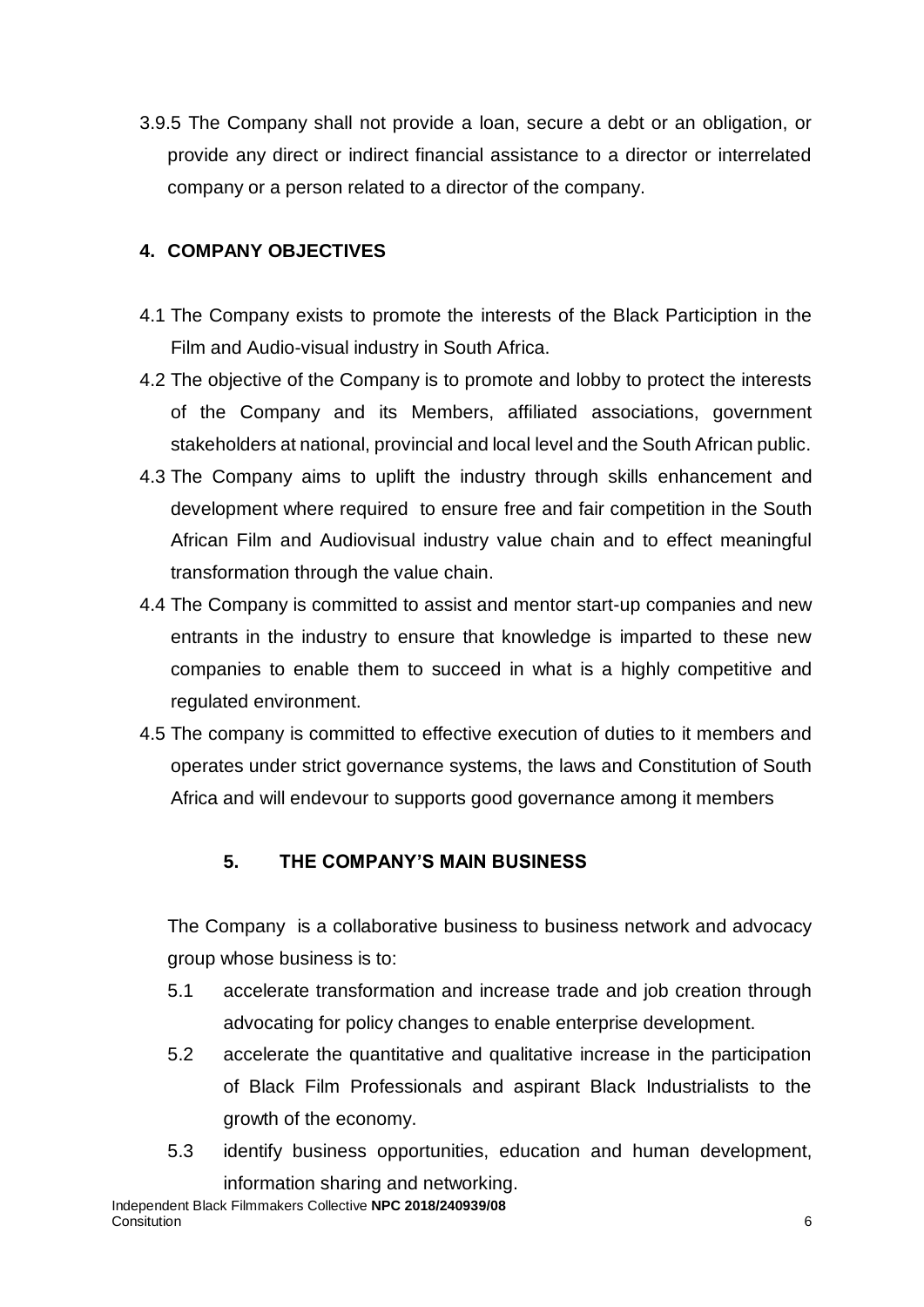3.9.5 The Company shall not provide a loan, secure a debt or an obligation, or provide any direct or indirect financial assistance to a director or interrelated company or a person related to a director of the company.

## 4. COMPANY OBJECTIVES

4.1 The Company exists to promote the interests of the Black Particiption in the Film and Audio-visual industry in South Africa.

4.2 The objective of the Company is to promote and lobby to protect the interests of the Company and its Members, affiliated associations, government stakeholders at national, provincial and local level and the South African public.

4.3 The Company aims to uplift the industry through skills enhancement and development where required to ensure free and fair competition in the South African Film and Audiovisual industry value chain and to effect meaningful transformation through the value chain.

4.4 The Company is committed to assist and mentor start-up companies and new entrants in the industry to ensure that knowledge is imparted to these new companies to enable them to succeed in what is a highly competitive and regulated environment.

4.5 The company is committed to effective execution of duties to it members and operates under strict governance systems, the laws and Constitution of South Africa and will endevour to supports good governance among it members

## 5. THE COMPANY'S MAIN BUSINESS

The Company is a collaborative business to business network and advocacy group whose business is to:

5.1 accelerate transformation and increase trade and job creation through advocating for policy changes to enable enterprise development.

5.2 accelerate the quantitative and qualitative increase in the participation of Black Film Professionals and aspirant Black Industrialists to the growth of the economy.

5.3 identify business opportunities, education and human development, information sharing and networking.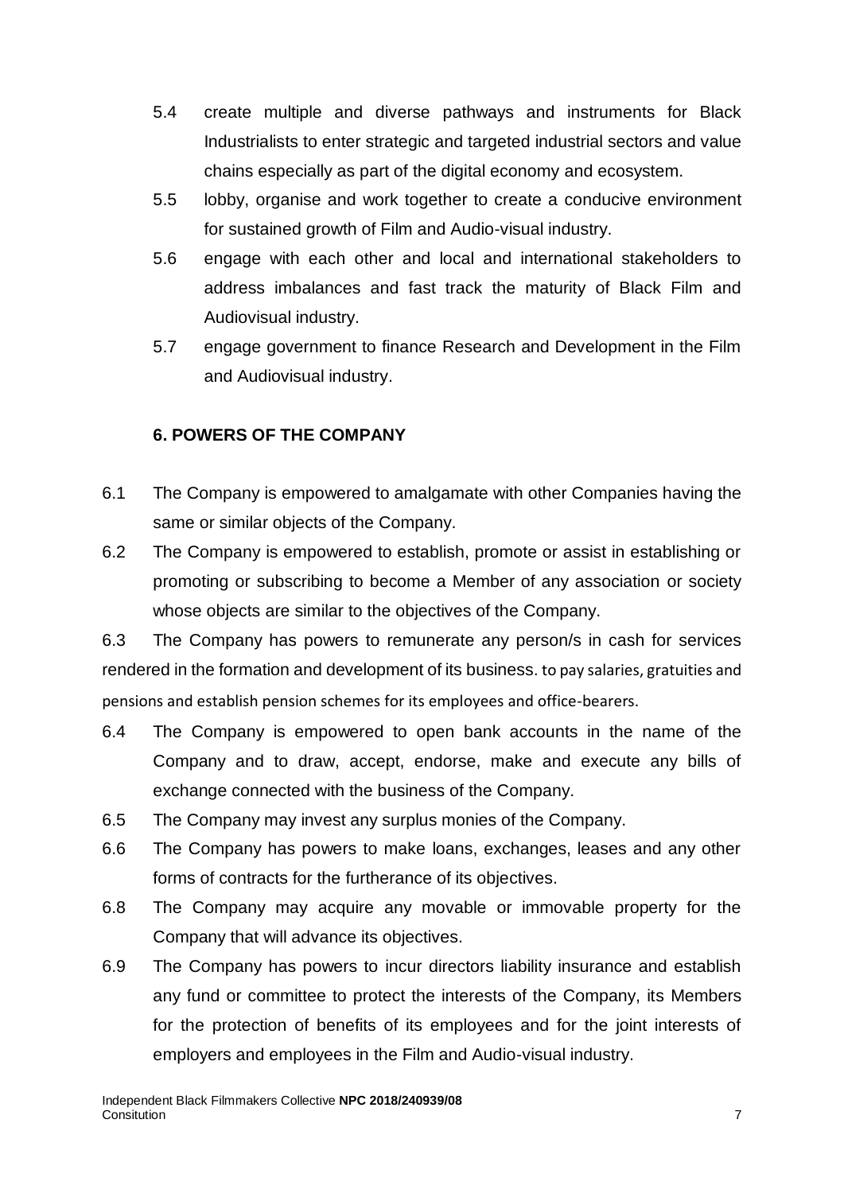5.4 create multiple and diverse pathways and instruments for Black Industrialists to enter strategic and targeted industrial sectors and value chains especially as part of the digital economy and ecosystem.

5.5 lobby, organise and work together to create a conducive environment for sustained growth of Film and Audio-visual industry.

5.6 engage with each other and local and international stakeholders to address imbalances and fast track the maturity of Black Film and Audiovisual industry.

5.7 engage government to finance Research and Development in the Film and Audiovisual industry.

**6. POWERS OF THE COMPANY**

6.1 The Company is empowered to amalgamate with other Companies having the same or similar objects of the Company.

6.2 The Company is empowered to establish, promote or assist in establishing or promoting or subscribing to become a Member of any association or society whose objects are similar to the objectives of the Company.

6.3 The Company has powers to remunerate any person/s in cash for services rendered in the formation and development of its business. to pay salaries, gratuities and pensions and establish pension schemes for its employees and office-bearers.

6.4 The Company is empowered to open bank accounts in the name of the Company and to draw, accept, endorse, make and execute any bills of exchange connected with the business of the Company.

6.5 The Company may invest any surplus monies of the Company.

6.6 The Company has powers to make loans, exchanges, leases and any other forms of contracts for the furtherance of its objectives.

6.8 The Company may acquire any movable or immovable property for the Company that will advance its objectives.

6.9 The Company has powers to incur directors liability insurance and establish any fund or committee to protect the interests of the Company, its Members for the protection of benefits of its employees and for the joint interests of employers and employees in the Film and Audio-visual industry.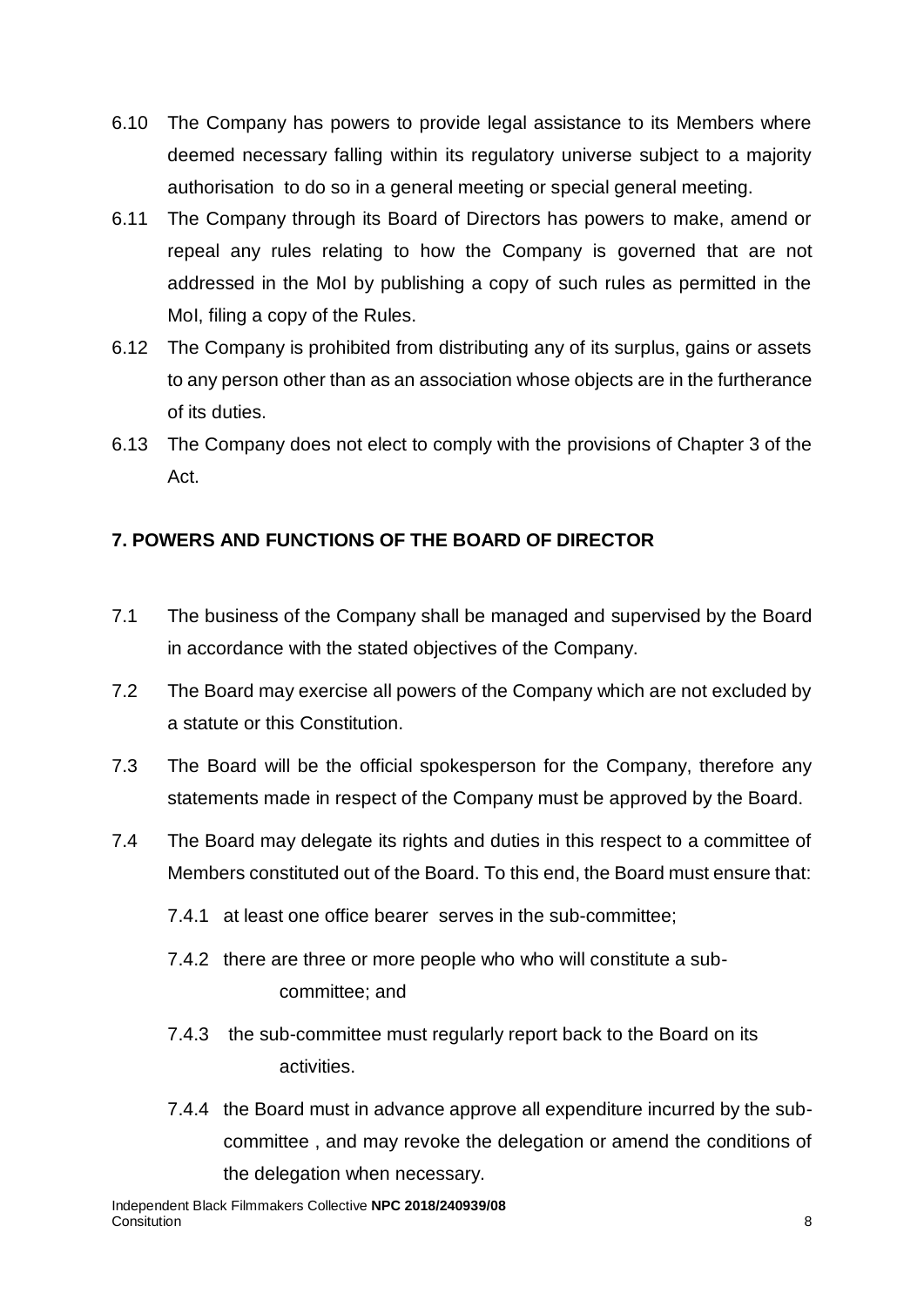6.10 The Company has powers to provide legal assistance to its Members where deemed necessary falling within its regulatory universe subject to a majority authorisation to do so in a general meeting or special general meeting.

6.11 The Company through its Board of Directors has powers to make, amend or repeal any rules relating to how the Company is governed that are not addressed in the MoI by publishing a copy of such rules as permitted in the MoI, filing a copy of the Rules.

6.12 The Company is prohibited from distributing any of its surplus, gains or assets to any person other than as an association whose objects are in the furtherance of its duties.

6.13 The Company does not elect to comply with the provisions of Chapter 3 of the Act.

## 7. POWERS AND FUNCTIONS OF THE BOARD OF DIRECTOR

7.1 The business of the Company shall be managed and supervised by the Board in accordance with the stated objectives of the Company.

7.2 The Board may exercise all powers of the Company which are not excluded by a statute or this Constitution.

7.3 The Board will be the official spokesperson for the Company, therefore any statements made in respect of the Company must be approved by the Board.

7.4 The Board may delegate its rights and duties in this respect to a committee of Members constituted out of the Board. To this end, the Board must ensure that:

7.4.1 at least one office bearer serves in the sub-committee;

7.4.2 there are three or more people who who will constitute a sub-committee; and

7.4.3 the sub-committee must regularly report back to the Board on its activities.

7.4.4 the Board must in advance approve all expenditure incurred by the sub-committee , and may revoke the delegation or amend the conditions of the delegation when necessary.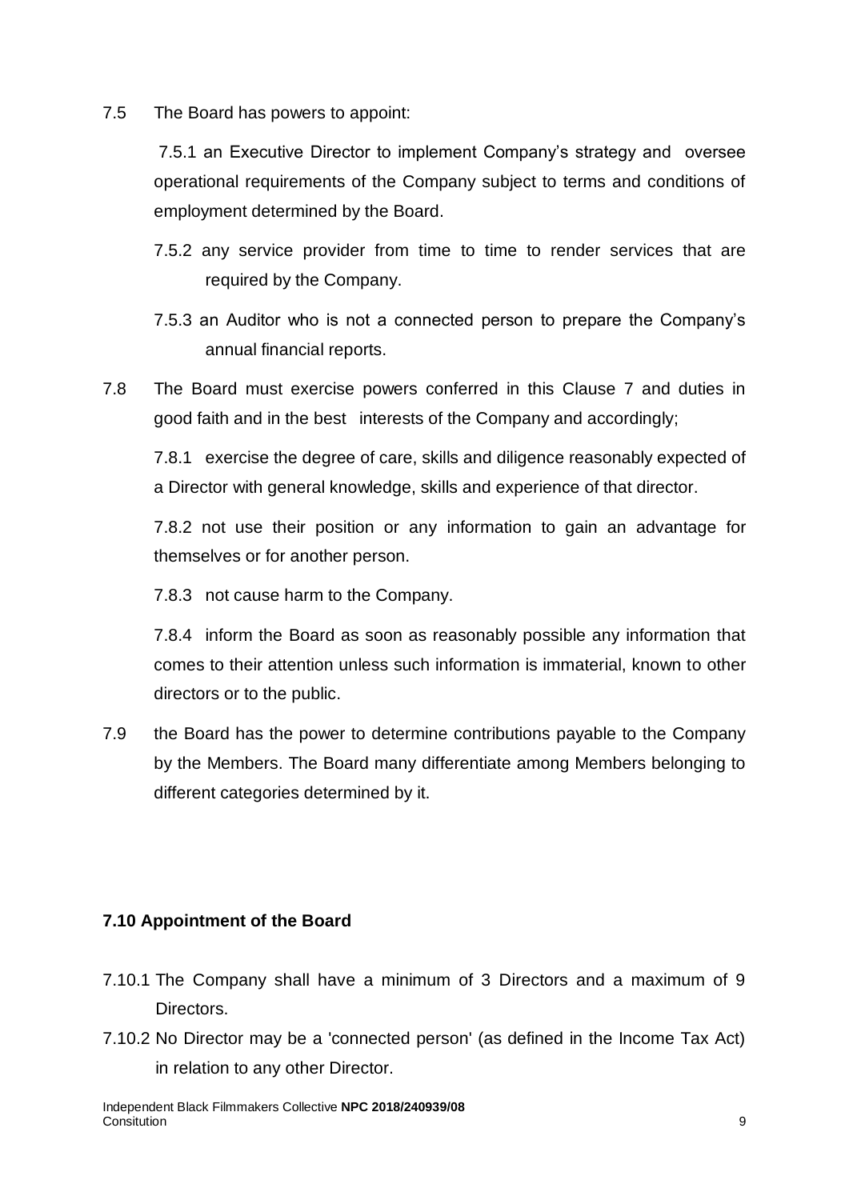7.5 The Board has powers to appoint:

7.5.1 an Executive Director to implement Company's strategy and oversee operational requirements of the Company subject to terms and conditions of employment determined by the Board.

7.5.2 any service provider from time to time to render services that are required by the Company.

7.5.3 an Auditor who is not a connected person to prepare the Company's annual financial reports.

7.8 The Board must exercise powers conferred in this Clause 7 and duties in good faith and in the best interests of the Company and accordingly;

7.8.1 exercise the degree of care, skills and diligence reasonably expected of a Director with general knowledge, skills and experience of that director.

7.8.2 not use their position or any information to gain an advantage for themselves or for another person.

7.8.3 not cause harm to the Company.

7.8.4 inform the Board as soon as reasonably possible any information that comes to their attention unless such information is immaterial, known to other directors or to the public.

7.9 the Board has the power to determine contributions payable to the Company by the Members. The Board many differentiate among Members belonging to different categories determined by it.

**7.10 Appointment of the Board**

7.10.1 The Company shall have a minimum of 3 Directors and a maximum of 9 Directors.

7.10.2 No Director may be a 'connected person' (as defined in the Income Tax Act) in relation to any other Director.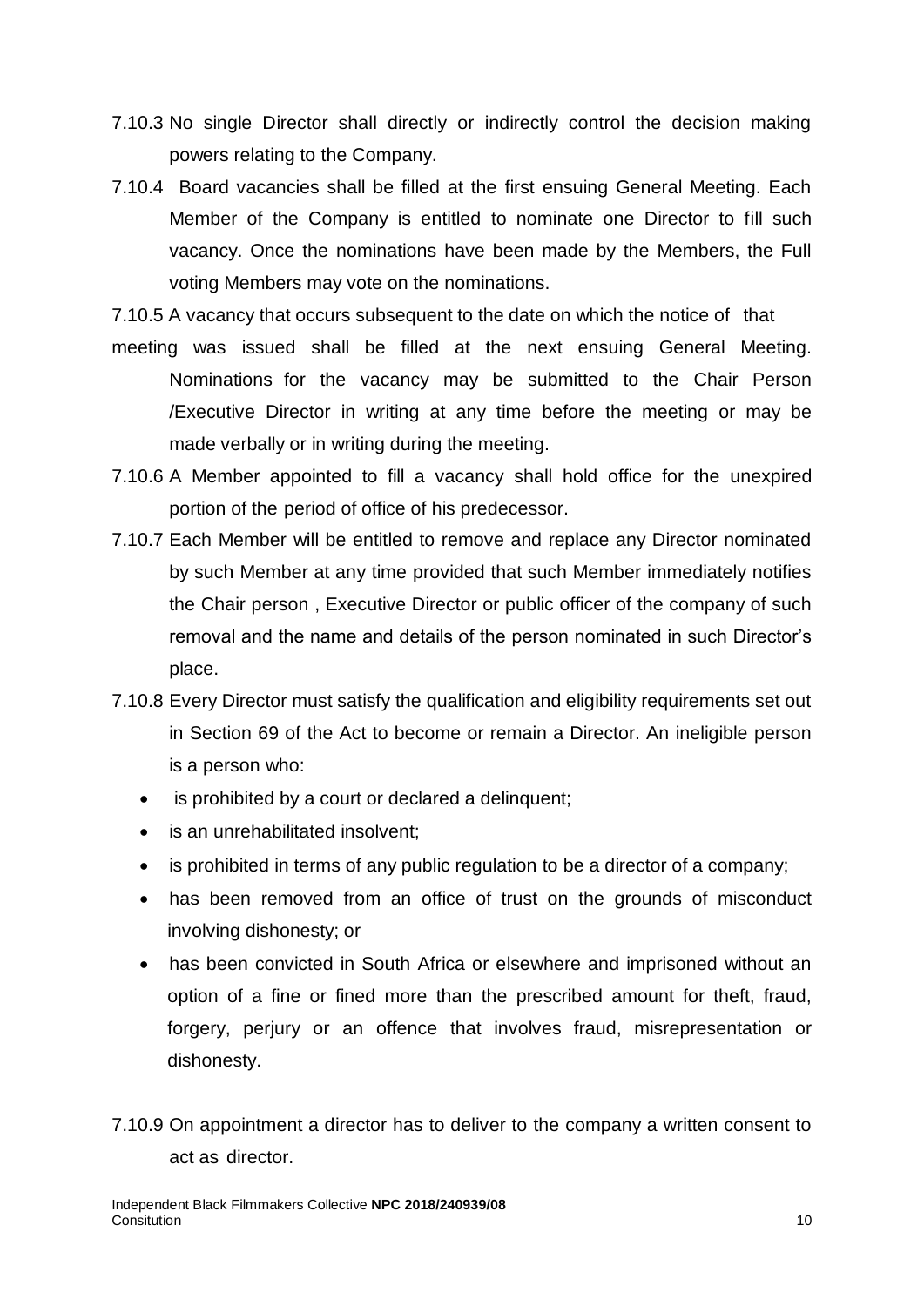7.10.3 No single Director shall directly or indirectly control the decision making powers relating to the Company.

7.10.4 Board vacancies shall be filled at the first ensuing General Meeting. Each Member of the Company is entitled to nominate one Director to fill such vacancy. Once the nominations have been made by the Members, the Full voting Members may vote on the nominations.

7.10.5 A vacancy that occurs subsequent to the date on which the notice of that meeting was issued shall be filled at the next ensuing General Meeting. Nominations for the vacancy may be submitted to the Chair Person /Executive Director in writing at any time before the meeting or may be made verbally or in writing during the meeting.

7.10.6 A Member appointed to fill a vacancy shall hold office for the unexpired portion of the period of office of his predecessor.

7.10.7 Each Member will be entitled to remove and replace any Director nominated by such Member at any time provided that such Member immediately notifies the Chair person , Executive Director or public officer of the company of such removal and the name and details of the person nominated in such Director's place.

7.10.8 Every Director must satisfy the qualification and eligibility requirements set out in Section 69 of the Act to become or remain a Director. An ineligible person is a person who:

- is prohibited by a court or declared a delinquent;
- is an unrehabilitated insolvent;
- is prohibited in terms of any public regulation to be a director of a company;
- has been removed from an office of trust on the grounds of misconduct involving dishonesty; or
- has been convicted in South Africa or elsewhere and imprisoned without an option of a fine or fined more than the prescribed amount for theft, fraud, forgery, perjury or an offence that involves fraud, misrepresentation or dishonesty.

7.10.9 On appointment a director has to deliver to the company a written consent to act as director.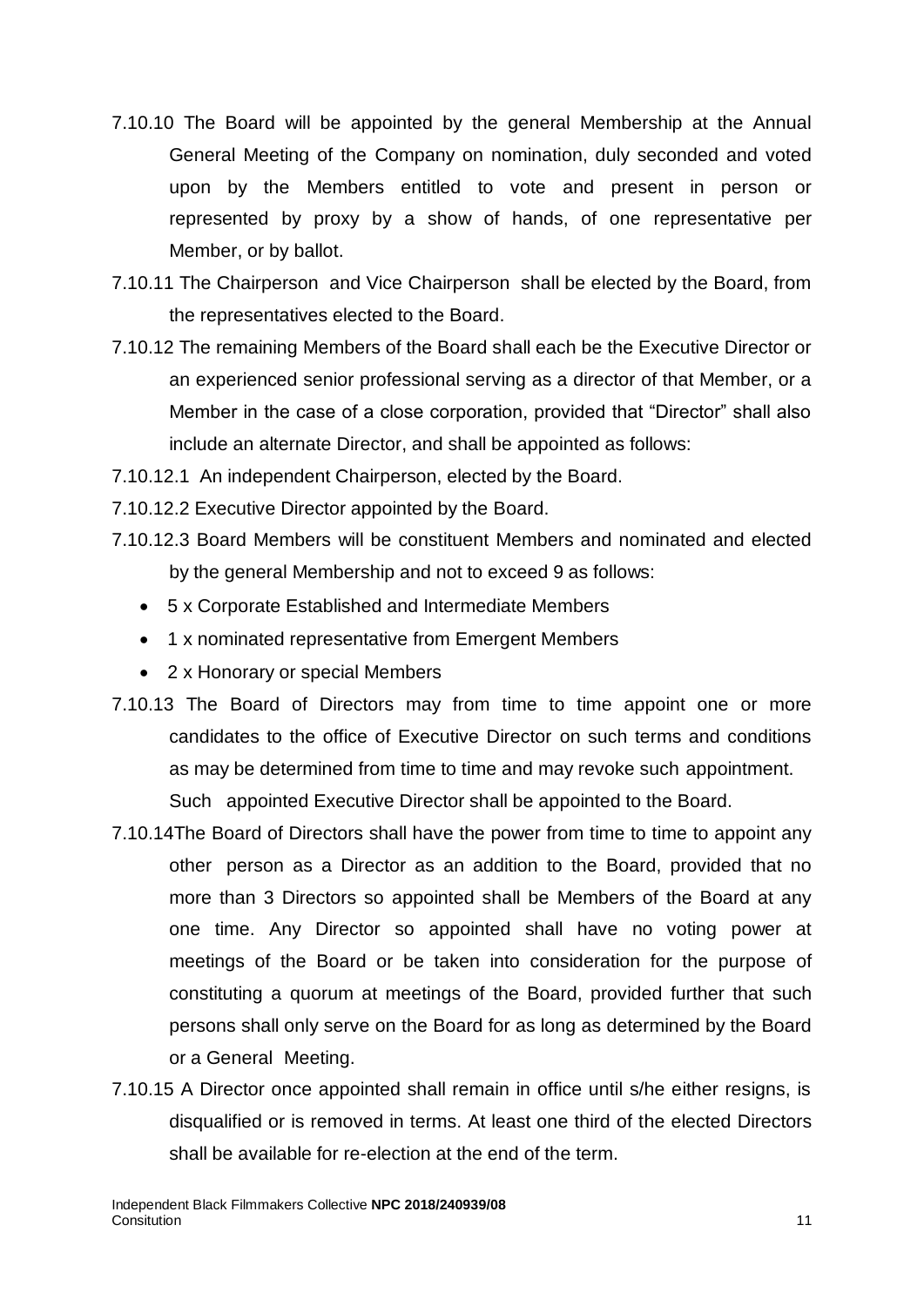7.10.10 The Board will be appointed by the general Membership at the Annual General Meeting of the Company on nomination, duly seconded and voted upon by the Members entitled to vote and present in person or represented by proxy by a show of hands, of one representative per Member, or by ballot.

7.10.11 The Chairperson and Vice Chairperson shall be elected by the Board, from the representatives elected to the Board.

7.10.12 The remaining Members of the Board shall each be the Executive Director or an experienced senior professional serving as a director of that Member, or a Member in the case of a close corporation, provided that "Director" shall also include an alternate Director, and shall be appointed as follows:

7.10.12.1 An independent Chairperson, elected by the Board.

7.10.12.2 Executive Director appointed by the Board.

7.10.12.3 Board Members will be constituent Members and nominated and elected by the general Membership and not to exceed 9 as follows:

- 5 x Corporate Established and Intermediate Members
- 1 x nominated representative from Emergent Members
- 2 x Honorary or special Members

7.10.13 The Board of Directors may from time to time appoint one or more candidates to the office of Executive Director on such terms and conditions as may be determined from time to time and may revoke such appointment. Such appointed Executive Director shall be appointed to the Board.

7.10.14 The Board of Directors shall have the power from time to time to appoint any other person as a Director as an addition to the Board, provided that no more than 3 Directors so appointed shall be Members of the Board at any one time. Any Director so appointed shall have no voting power at meetings of the Board or be taken into consideration for the purpose of constituting a quorum at meetings of the Board, provided further that such persons shall only serve on the Board for as long as determined by the Board or a General Meeting.

7.10.15 A Director once appointed shall remain in office until s/he either resigns, is disqualified or is removed in terms. At least one third of the elected Directors shall be available for re-election at the end of the term.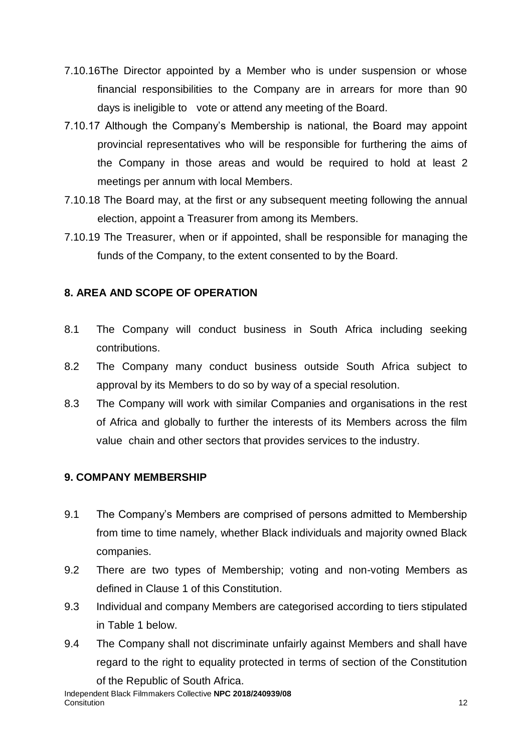7.10.16 The Director appointed by a Member who is under suspension or whose financial responsibilities to the Company are in arrears for more than 90 days is ineligible to vote or attend any meeting of the Board.

7.10.17 Although the Company's Membership is national, the Board may appoint provincial representatives who will be responsible for furthering the aims of the Company in those areas and would be required to hold at least 2 meetings per annum with local Members.

7.10.18 The Board may, at the first or any subsequent meeting following the annual election, appoint a Treasurer from among its Members.

7.10.19 The Treasurer, when or if appointed, shall be responsible for managing the funds of the Company, to the extent consented to by the Board.

## 8. AREA AND SCOPE OF OPERATION

8.1 The Company will conduct business in South Africa including seeking contributions.

8.2 The Company many conduct business outside South Africa subject to approval by its Members to do so by way of a special resolution.

8.3 The Company will work with similar Companies and organisations in the rest of Africa and globally to further the interests of its Members across the film value chain and other sectors that provides services to the industry.

## 9. COMPANY MEMBERSHIP

9.1 The Company's Members are comprised of persons admitted to Membership from time to time namely, whether Black individuals and majority owned Black companies.

9.2 There are two types of Membership; voting and non-voting Members as defined in Clause 1 of this Constitution.

9.3 Individual and company Members are categorised according to tiers stipulated in Table 1 below.

9.4 The Company shall not discriminate unfairly against Members and shall have regard to the right to equality protected in terms of section of the Constitution of the Republic of South Africa.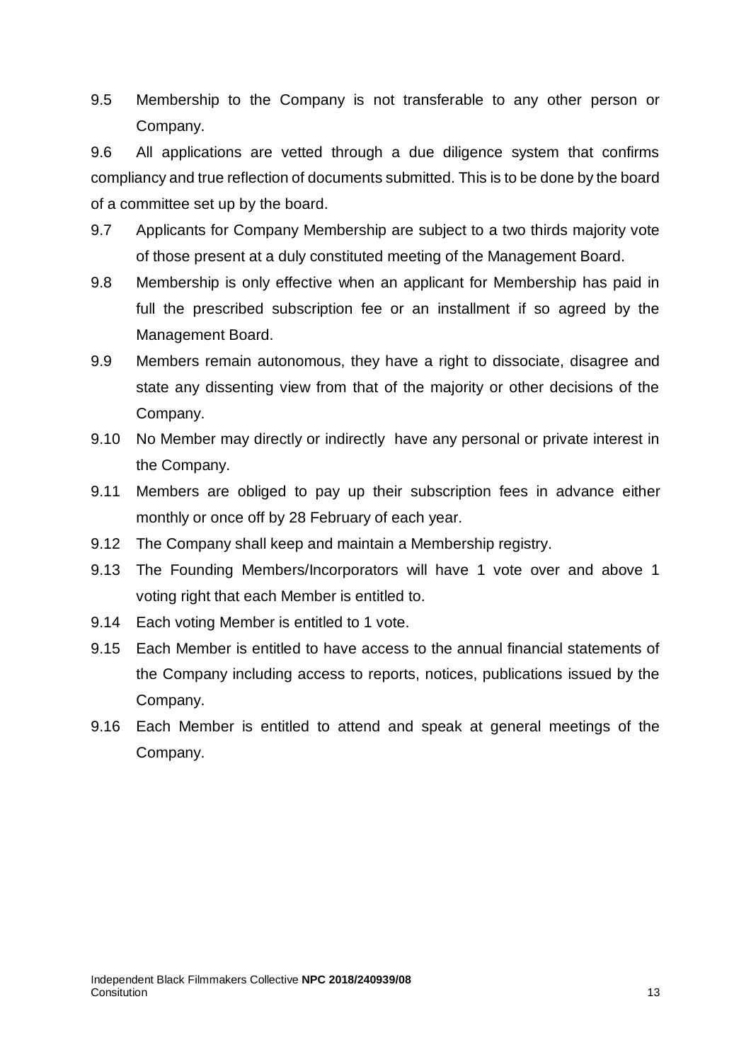9.5 Membership to the Company is not transferable to any other person or Company.

9.6 All applications are vetted through a due diligence system that confirms compliancy and true reflection of documents submitted. This is to be done by the board of a committee set up by the board.

9.7 Applicants for Company Membership are subject to a two thirds majority vote of those present at a duly constituted meeting of the Management Board.

9.8 Membership is only effective when an applicant for Membership has paid in full the prescribed subscription fee or an installment if so agreed by the Management Board.

9.9 Members remain autonomous, they have a right to dissociate, disagree and state any dissenting view from that of the majority or other decisions of the Company.

9.10 No Member may directly or indirectly have any personal or private interest in the Company.

9.11 Members are obliged to pay up their subscription fees in advance either monthly or once off by 28 February of each year.

9.12 The Company shall keep and maintain a Membership registry.

9.13 The Founding Members/Incorporators will have 1 vote over and above 1 voting right that each Member is entitled to.

9.14 Each voting Member is entitled to 1 vote.

9.15 Each Member is entitled to have access to the annual financial statements of the Company including access to reports, notices, publications issued by the Company.

9.16 Each Member is entitled to attend and speak at general meetings of the Company.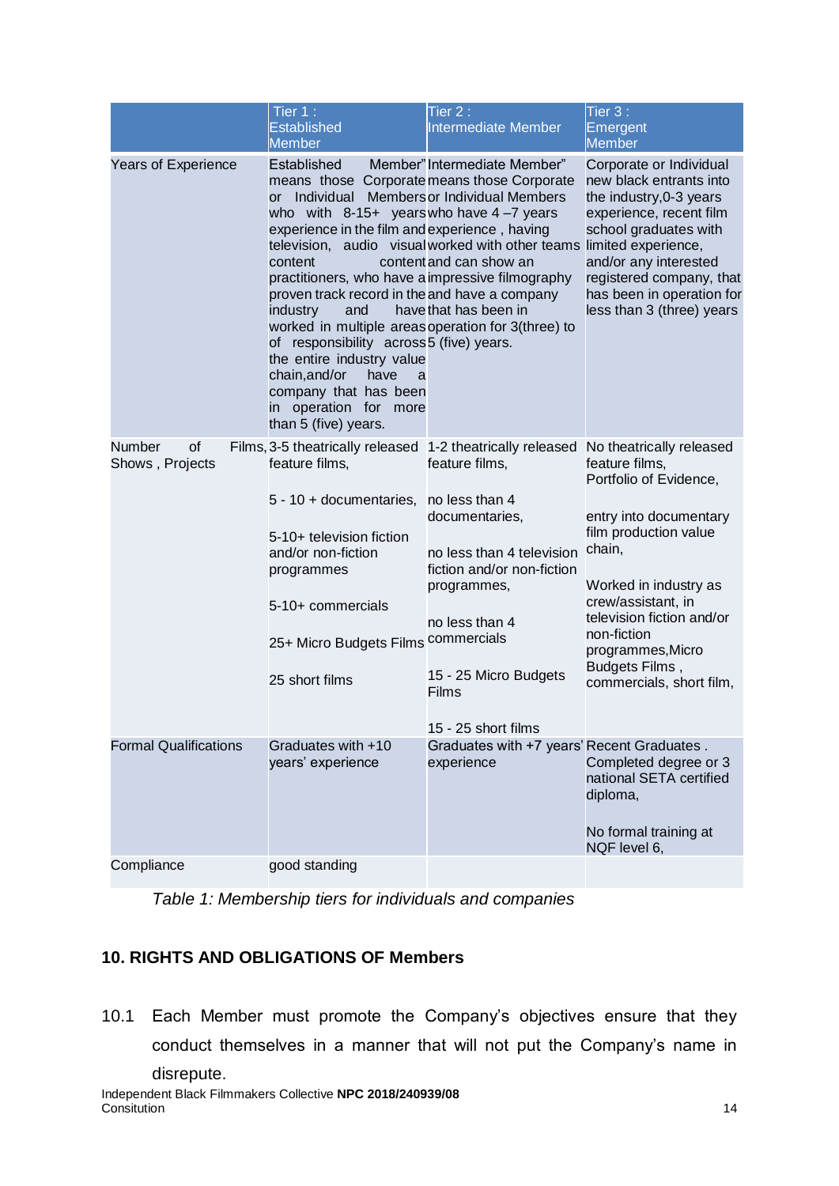| | Tier 1 : Established Member | Tier 2 : Intermediate Member | Tier 3 : Emergent Member |
|---|---|---|---|
| Years of Experience | Established Member" means those Corporate or Individual Members who with 8-15+ years experience in the film and television, audio visual content practitioners, who have a proven track record in the industry and have worked in multiple areas of responsibility across the entire industry value chain,and/or have a company that has been in operation for more than 5 (five) years. | Intermediate Member" means those Corporate or Individual Members who have 4 –7 years experience , having worked with other teams and can show an impressive filmography and have a company that has been in operation for 3(three) to 5 (five) years. | Corporate or Individual new black entrants into the industry,0-3 years experience, recent film school graduates with limited experience, and/or any interested registered company, that has been in operation for less than 3 (three) years |
| Number of Films, Shows , Projects | 3-5 theatrically released feature films,<br><br>5 - 10 + documentaries,<br><br>5-10+ television fiction and/or non-fiction programmes<br><br>5-10+ commercials<br><br>25+ Micro Budgets Films<br><br>25 short films | 1-2 theatrically released feature films,<br><br>no less than 4 documentaries,<br><br>no less than 4 television fiction and/or non-fiction programmes,<br><br>no less than 4 commercials<br><br>15 - 25 Micro Budgets Films<br><br>15 - 25 short films | No theatrically released feature films,<br>Portfolio of Evidence,<br><br>entry into documentary film production value chain,<br><br>Worked in industry as crew/assistant, in television fiction and/or non-fiction programmes,Micro Budgets Films , commercials, short film, |
| Formal Qualifications | Graduates with +10 years' experience | Graduates with +7 years' experience | Recent Graduates . Completed degree or 3 national SETA certified diploma,<br><br>No formal training at NQF level 6, |
| Compliance | good standing | | |

*Table 1: Membership tiers for individuals and companies*

## 10. RIGHTS AND OBLIGATIONS OF Members

10.1 Each Member must promote the Company's objectives ensure that they conduct themselves in a manner that will not put the Company's name in disrepute.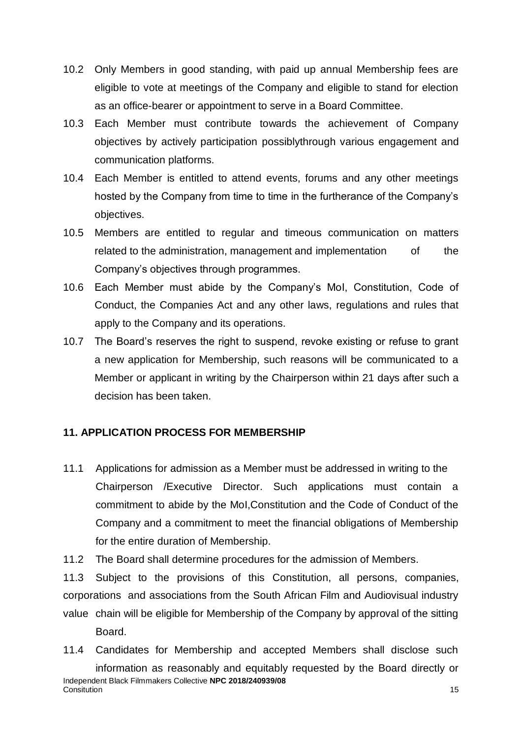10.2 Only Members in good standing, with paid up annual Membership fees are eligible to vote at meetings of the Company and eligible to stand for election as an office-bearer or appointment to serve in a Board Committee.

10.3 Each Member must contribute towards the achievement of Company objectives by actively participation possiblythrough various engagement and communication platforms.

10.4 Each Member is entitled to attend events, forums and any other meetings hosted by the Company from time to time in the furtherance of the Company's objectives.

10.5 Members are entitled to regular and timeous communication on matters related to the administration, management and implementation of the Company's objectives through programmes.

10.6 Each Member must abide by the Company's MoI, Constitution, Code of Conduct, the Companies Act and any other laws, regulations and rules that apply to the Company and its operations.

10.7 The Board's reserves the right to suspend, revoke existing or refuse to grant a new application for Membership, such reasons will be communicated to a Member or applicant in writing by the Chairperson within 21 days after such a decision has been taken.

**11. APPLICATION PROCESS FOR MEMBERSHIP**

11.1 Applications for admission as a Member must be addressed in writing to the Chairperson /Executive Director. Such applications must contain a commitment to abide by the MoI,Constitution and the Code of Conduct of the Company and a commitment to meet the financial obligations of Membership for the entire duration of Membership.

11.2 The Board shall determine procedures for the admission of Members.

11.3 Subject to the provisions of this Constitution, all persons, companies, corporations and associations from the South African Film and Audiovisual industry value chain will be eligible for Membership of the Company by approval of the sitting Board.

11.4 Candidates for Membership and accepted Members shall disclose such information as reasonably and equitably requested by the Board directly or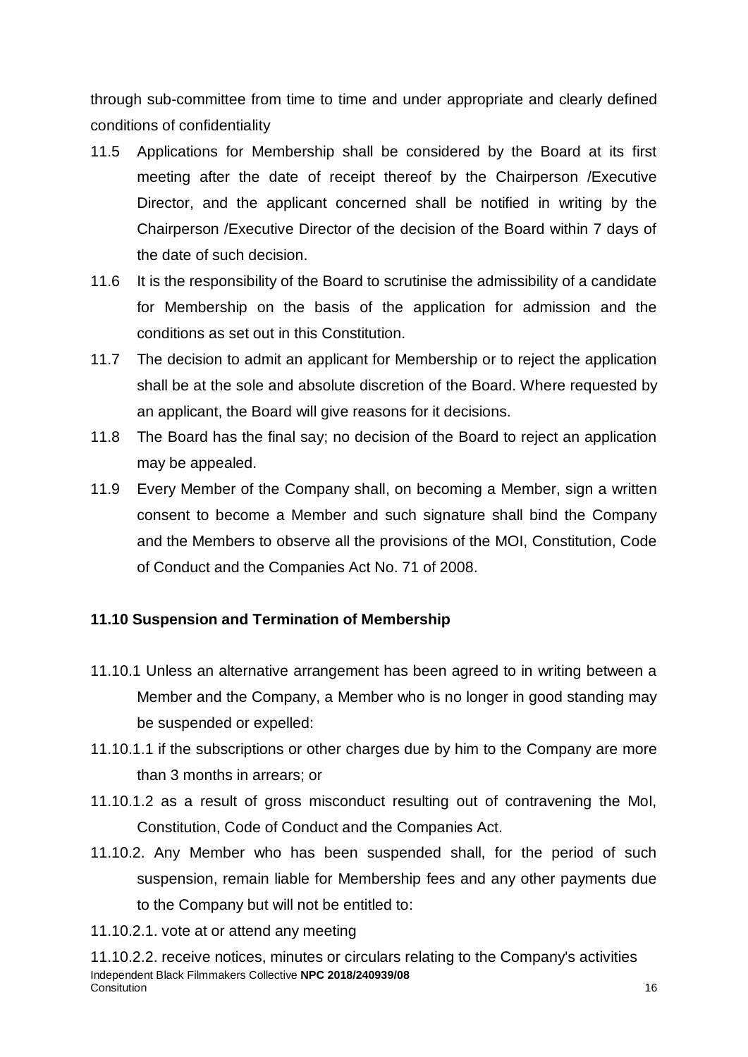through sub-committee from time to time and under appropriate and clearly defined conditions of confidentiality

11.5 Applications for Membership shall be considered by the Board at its first meeting after the date of receipt thereof by the Chairperson /Executive Director, and the applicant concerned shall be notified in writing by the Chairperson /Executive Director of the decision of the Board within 7 days of the date of such decision.

11.6 It is the responsibility of the Board to scrutinise the admissibility of a candidate for Membership on the basis of the application for admission and the conditions as set out in this Constitution.

11.7 The decision to admit an applicant for Membership or to reject the application shall be at the sole and absolute discretion of the Board. Where requested by an applicant, the Board will give reasons for it decisions.

11.8 The Board has the final say; no decision of the Board to reject an application may be appealed.

11.9 Every Member of the Company shall, on becoming a Member, sign a written consent to become a Member and such signature shall bind the Company and the Members to observe all the provisions of the MOI, Constitution, Code of Conduct and the Companies Act No. 71 of 2008.

**11.10 Suspension and Termination of Membership**

11.10.1 Unless an alternative arrangement has been agreed to in writing between a Member and the Company, a Member who is no longer in good standing may be suspended or expelled:

11.10.1.1 if the subscriptions or other charges due by him to the Company are more than 3 months in arrears; or

11.10.1.2 as a result of gross misconduct resulting out of contravening the MoI, Constitution, Code of Conduct and the Companies Act.

11.10.2. Any Member who has been suspended shall, for the period of such suspension, remain liable for Membership fees and any other payments due to the Company but will not be entitled to:

11.10.2.1. vote at or attend any meeting

11.10.2.2. receive notices, minutes or circulars relating to the Company's activities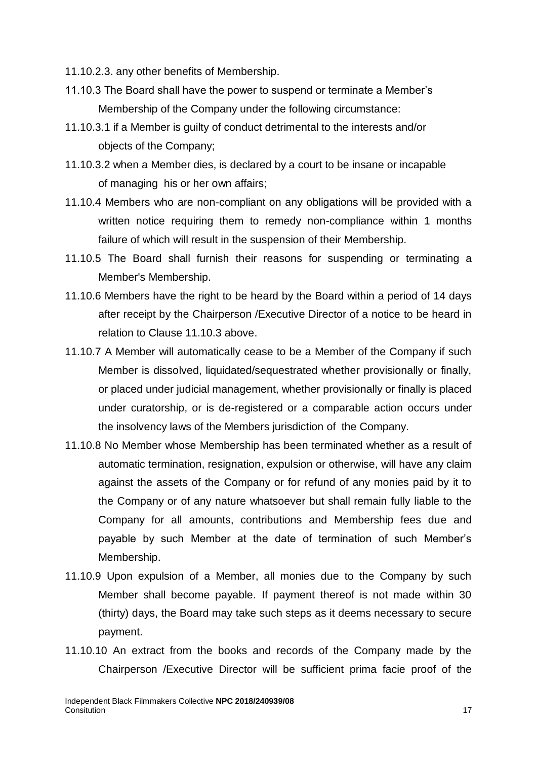11.10.2.3. any other benefits of Membership.

11.10.3 The Board shall have the power to suspend or terminate a Member's Membership of the Company under the following circumstance:

11.10.3.1 if a Member is guilty of conduct detrimental to the interests and/or objects of the Company;

11.10.3.2 when a Member dies, is declared by a court to be insane or incapable of managing his or her own affairs;

11.10.4 Members who are non-compliant on any obligations will be provided with a written notice requiring them to remedy non-compliance within 1 months failure of which will result in the suspension of their Membership.

11.10.5 The Board shall furnish their reasons for suspending or terminating a Member's Membership.

11.10.6 Members have the right to be heard by the Board within a period of 14 days after receipt by the Chairperson /Executive Director of a notice to be heard in relation to Clause 11.10.3 above.

11.10.7 A Member will automatically cease to be a Member of the Company if such Member is dissolved, liquidated/sequestrated whether provisionally or finally, or placed under judicial management, whether provisionally or finally is placed under curatorship, or is de-registered or a comparable action occurs under the insolvency laws of the Members jurisdiction of the Company.

11.10.8 No Member whose Membership has been terminated whether as a result of automatic termination, resignation, expulsion or otherwise, will have any claim against the assets of the Company or for refund of any monies paid by it to the Company or of any nature whatsoever but shall remain fully liable to the Company for all amounts, contributions and Membership fees due and payable by such Member at the date of termination of such Member's Membership.

11.10.9 Upon expulsion of a Member, all monies due to the Company by such Member shall become payable. If payment thereof is not made within 30 (thirty) days, the Board may take such steps as it deems necessary to secure payment.

11.10.10 An extract from the books and records of the Company made by the Chairperson /Executive Director will be sufficient prima facie proof of the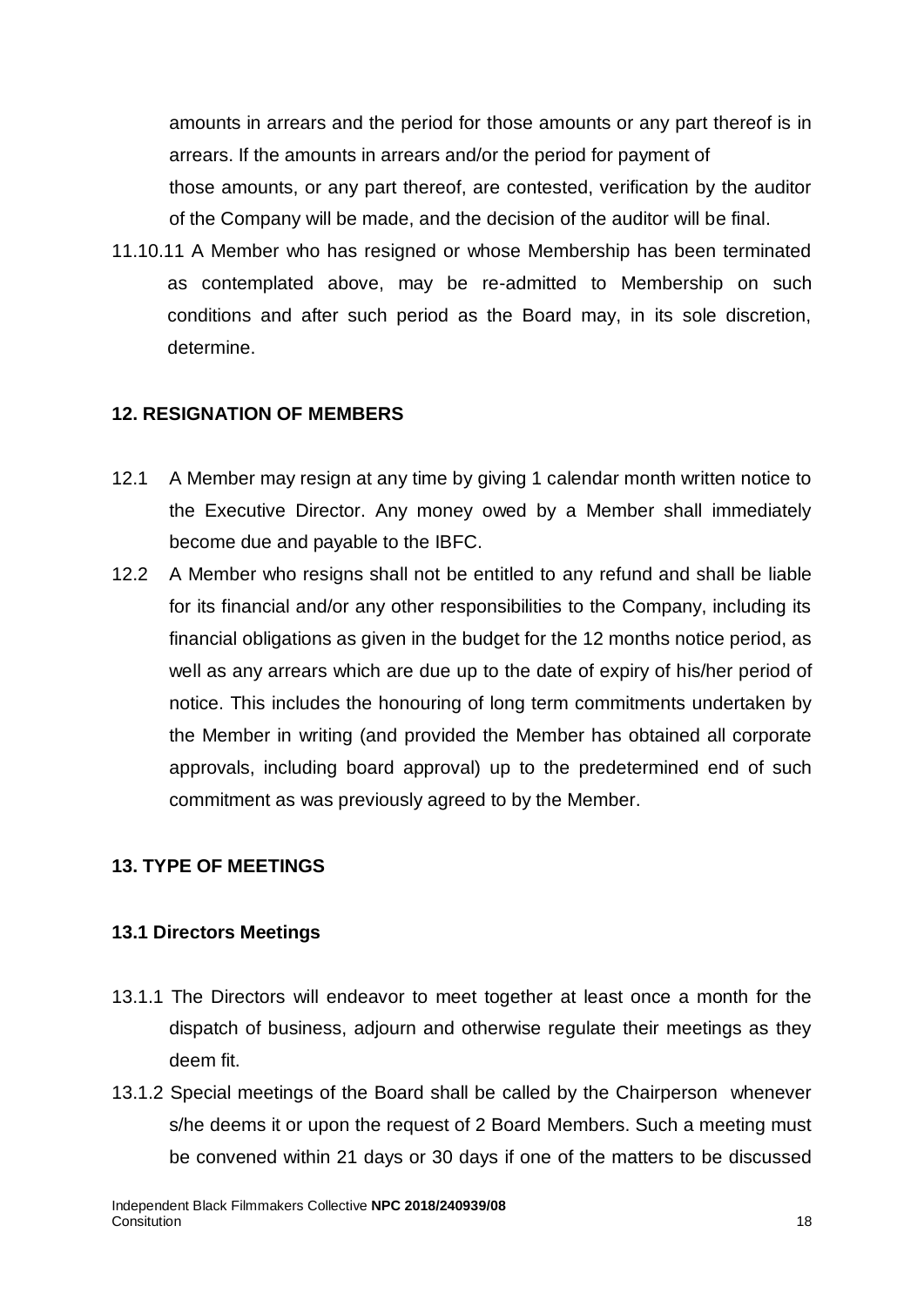amounts in arrears and the period for those amounts or any part thereof is in arrears. If the amounts in arrears and/or the period for payment of those amounts, or any part thereof, are contested, verification by the auditor of the Company will be made, and the decision of the auditor will be final.

11.10.11 A Member who has resigned or whose Membership has been terminated as contemplated above, may be re-admitted to Membership on such conditions and after such period as the Board may, in its sole discretion, determine.

## 12. RESIGNATION OF MEMBERS

12.1 A Member may resign at any time by giving 1 calendar month written notice to the Executive Director. Any money owed by a Member shall immediately become due and payable to the IBFC.

12.2 A Member who resigns shall not be entitled to any refund and shall be liable for its financial and/or any other responsibilities to the Company, including its financial obligations as given in the budget for the 12 months notice period, as well as any arrears which are due up to the date of expiry of his/her period of notice. This includes the honouring of long term commitments undertaken by the Member in writing (and provided the Member has obtained all corporate approvals, including board approval) up to the predetermined end of such commitment as was previously agreed to by the Member.

## 13. TYPE OF MEETINGS

### 13.1 Directors Meetings

13.1.1 The Directors will endeavor to meet together at least once a month for the dispatch of business, adjourn and otherwise regulate their meetings as they deem fit.

13.1.2 Special meetings of the Board shall be called by the Chairperson whenever s/he deems it or upon the request of 2 Board Members. Such a meeting must be convened within 21 days or 30 days if one of the matters to be discussed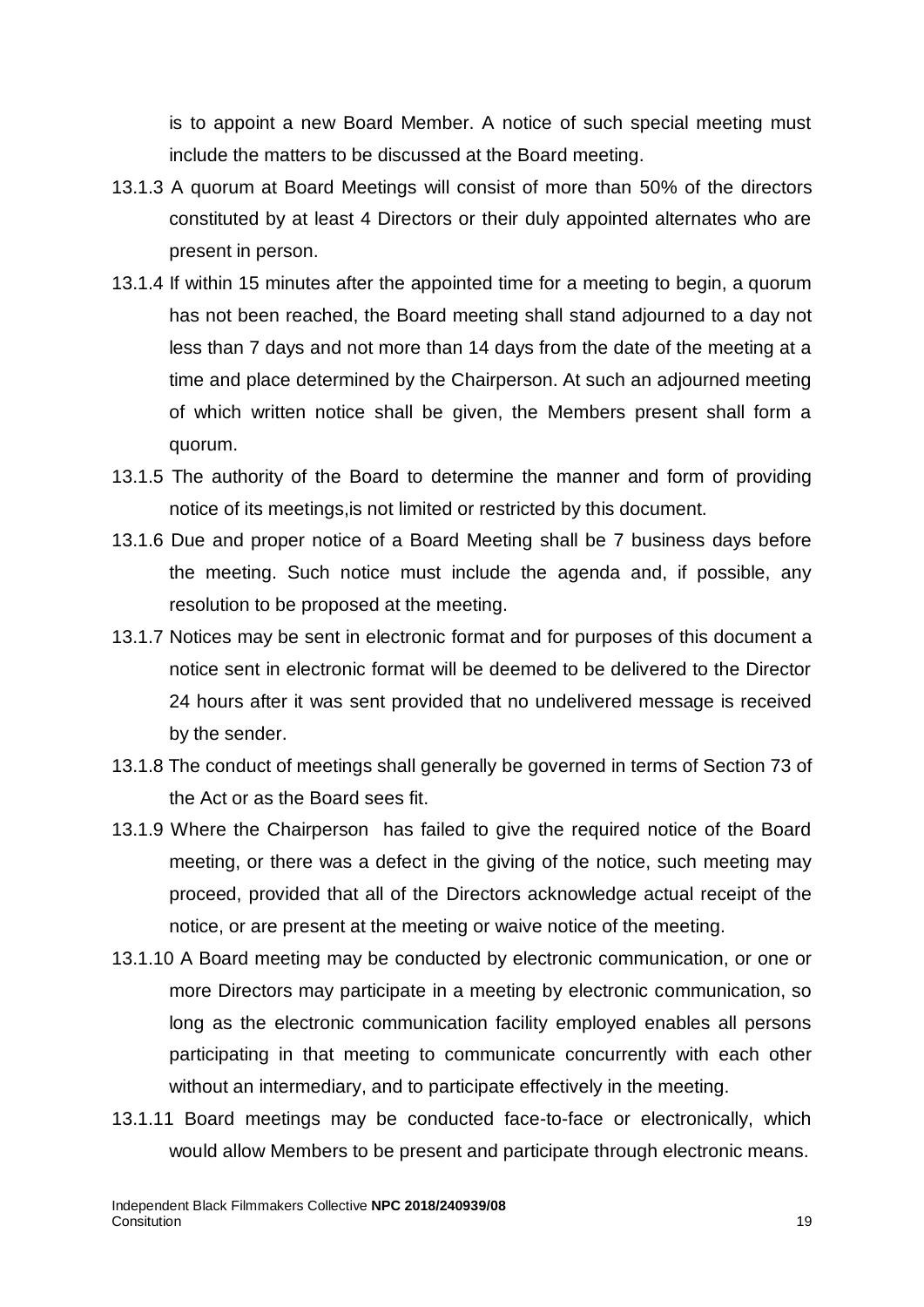is to appoint a new Board Member. A notice of such special meeting must include the matters to be discussed at the Board meeting.

13.1.3 A quorum at Board Meetings will consist of more than 50% of the directors constituted by at least 4 Directors or their duly appointed alternates who are present in person.

13.1.4 If within 15 minutes after the appointed time for a meeting to begin, a quorum has not been reached, the Board meeting shall stand adjourned to a day not less than 7 days and not more than 14 days from the date of the meeting at a time and place determined by the Chairperson. At such an adjourned meeting of which written notice shall be given, the Members present shall form a quorum.

13.1.5 The authority of the Board to determine the manner and form of providing notice of its meetings,is not limited or restricted by this document.

13.1.6 Due and proper notice of a Board Meeting shall be 7 business days before the meeting. Such notice must include the agenda and, if possible, any resolution to be proposed at the meeting.

13.1.7 Notices may be sent in electronic format and for purposes of this document a notice sent in electronic format will be deemed to be delivered to the Director 24 hours after it was sent provided that no undelivered message is received by the sender.

13.1.8 The conduct of meetings shall generally be governed in terms of Section 73 of the Act or as the Board sees fit.

13.1.9 Where the Chairperson has failed to give the required notice of the Board meeting, or there was a defect in the giving of the notice, such meeting may proceed, provided that all of the Directors acknowledge actual receipt of the notice, or are present at the meeting or waive notice of the meeting.

13.1.10 A Board meeting may be conducted by electronic communication, or one or more Directors may participate in a meeting by electronic communication, so long as the electronic communication facility employed enables all persons participating in that meeting to communicate concurrently with each other without an intermediary, and to participate effectively in the meeting.

13.1.11 Board meetings may be conducted face-to-face or electronically, which would allow Members to be present and participate through electronic means.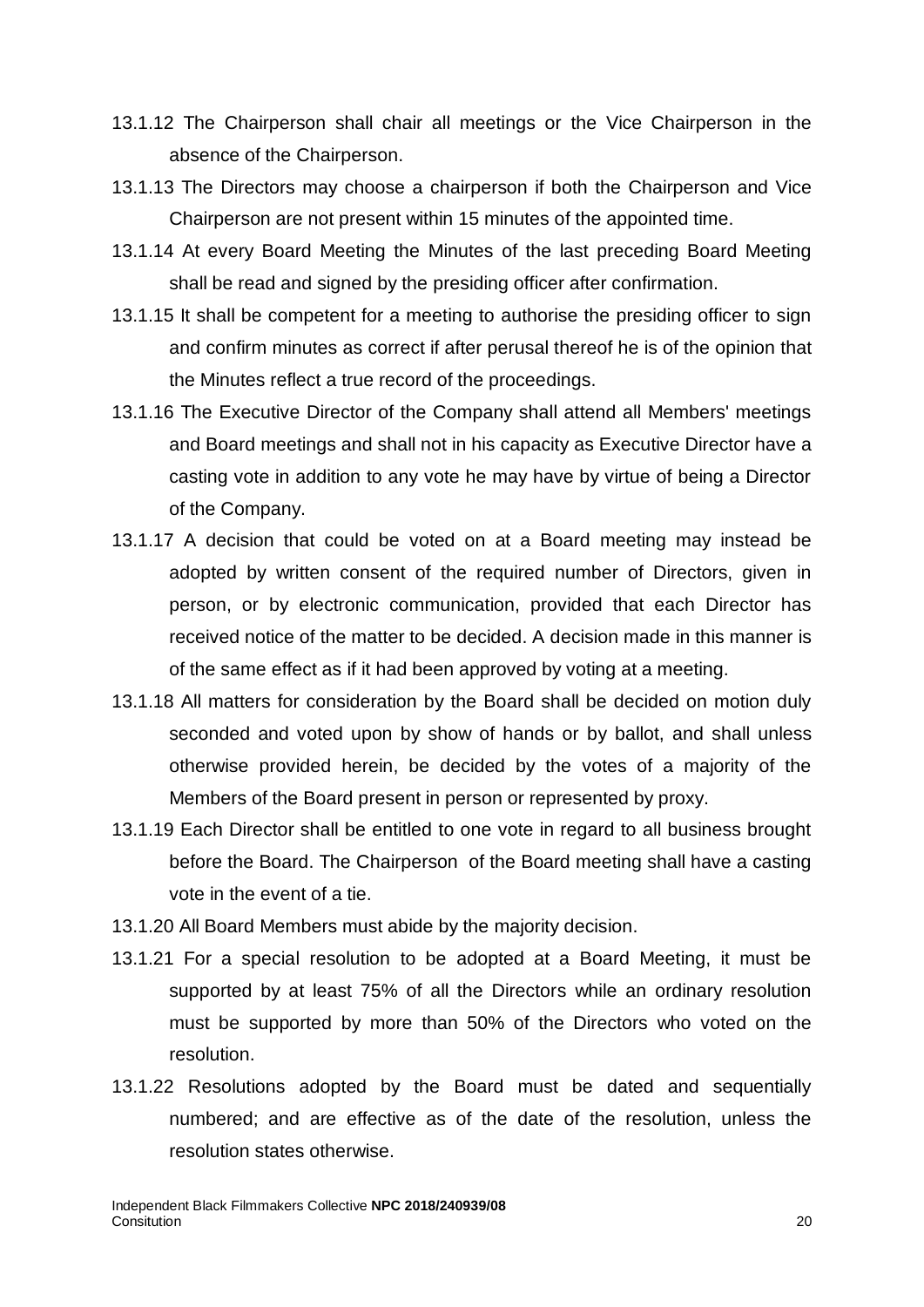13.1.12 The Chairperson shall chair all meetings or the Vice Chairperson in the absence of the Chairperson.

13.1.13 The Directors may choose a chairperson if both the Chairperson and Vice Chairperson are not present within 15 minutes of the appointed time.

13.1.14 At every Board Meeting the Minutes of the last preceding Board Meeting shall be read and signed by the presiding officer after confirmation.

13.1.15 It shall be competent for a meeting to authorise the presiding officer to sign and confirm minutes as correct if after perusal thereof he is of the opinion that the Minutes reflect a true record of the proceedings.

13.1.16 The Executive Director of the Company shall attend all Members' meetings and Board meetings and shall not in his capacity as Executive Director have a casting vote in addition to any vote he may have by virtue of being a Director of the Company.

13.1.17 A decision that could be voted on at a Board meeting may instead be adopted by written consent of the required number of Directors, given in person, or by electronic communication, provided that each Director has received notice of the matter to be decided. A decision made in this manner is of the same effect as if it had been approved by voting at a meeting.

13.1.18 All matters for consideration by the Board shall be decided on motion duly seconded and voted upon by show of hands or by ballot, and shall unless otherwise provided herein, be decided by the votes of a majority of the Members of the Board present in person or represented by proxy.

13.1.19 Each Director shall be entitled to one vote in regard to all business brought before the Board. The Chairperson of the Board meeting shall have a casting vote in the event of a tie.

13.1.20 All Board Members must abide by the majority decision.

13.1.21 For a special resolution to be adopted at a Board Meeting, it must be supported by at least 75% of all the Directors while an ordinary resolution must be supported by more than 50% of the Directors who voted on the resolution.

13.1.22 Resolutions adopted by the Board must be dated and sequentially numbered; and are effective as of the date of the resolution, unless the resolution states otherwise.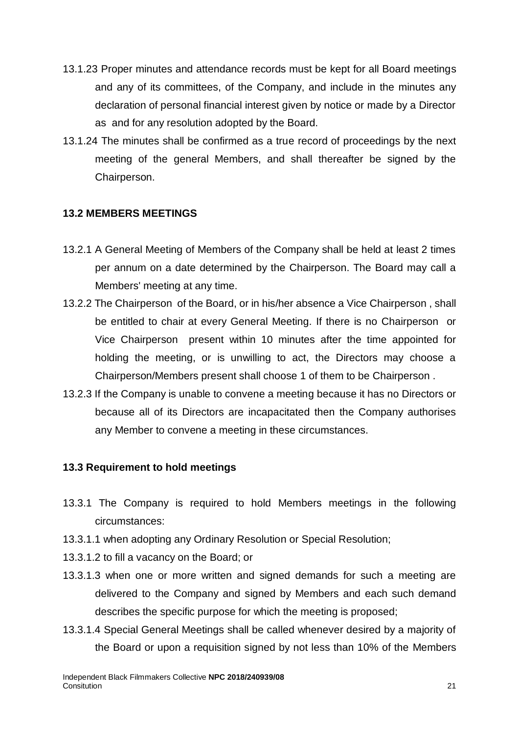13.1.23 Proper minutes and attendance records must be kept for all Board meetings and any of its committees, of the Company, and include in the minutes any declaration of personal financial interest given by notice or made by a Director as and for any resolution adopted by the Board.

13.1.24 The minutes shall be confirmed as a true record of proceedings by the next meeting of the general Members, and shall thereafter be signed by the Chairperson.

### 13.2 MEMBERS MEETINGS

13.2.1 A General Meeting of Members of the Company shall be held at least 2 times per annum on a date determined by the Chairperson. The Board may call a Members' meeting at any time.

13.2.2 The Chairperson of the Board, or in his/her absence a Vice Chairperson , shall be entitled to chair at every General Meeting. If there is no Chairperson or Vice Chairperson present within 10 minutes after the time appointed for holding the meeting, or is unwilling to act, the Directors may choose a Chairperson/Members present shall choose 1 of them to be Chairperson .

13.2.3 If the Company is unable to convene a meeting because it has no Directors or because all of its Directors are incapacitated then the Company authorises any Member to convene a meeting in these circumstances.

### 13.3 Requirement to hold meetings

13.3.1 The Company is required to hold Members meetings in the following circumstances:

13.3.1.1 when adopting any Ordinary Resolution or Special Resolution;

13.3.1.2 to fill a vacancy on the Board; or

13.3.1.3 when one or more written and signed demands for such a meeting are delivered to the Company and signed by Members and each such demand describes the specific purpose for which the meeting is proposed;

13.3.1.4 Special General Meetings shall be called whenever desired by a majority of the Board or upon a requisition signed by not less than 10% of the Members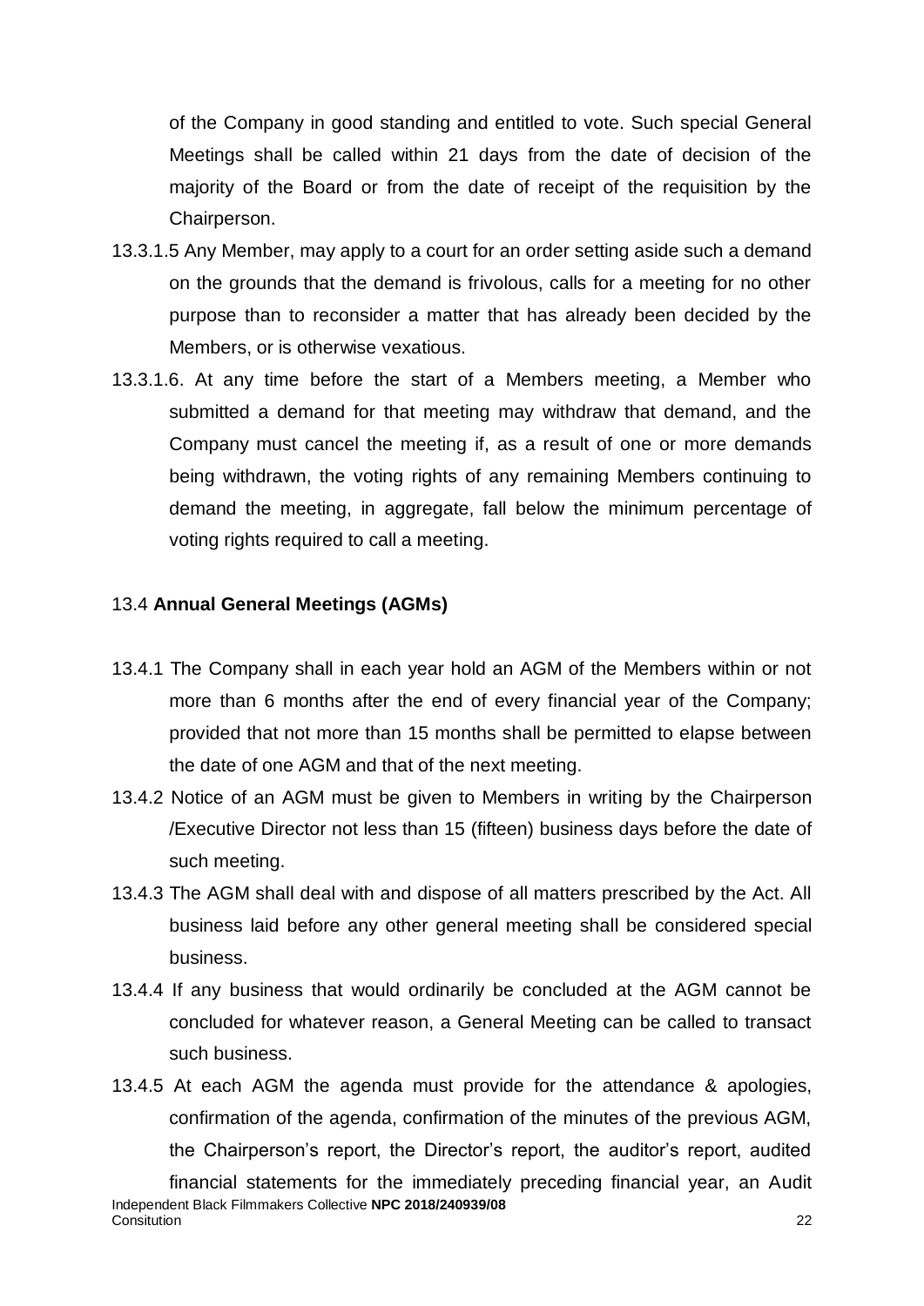of the Company in good standing and entitled to vote. Such special General Meetings shall be called within 21 days from the date of decision of the majority of the Board or from the date of receipt of the requisition by the Chairperson.

13.3.1.5 Any Member, may apply to a court for an order setting aside such a demand on the grounds that the demand is frivolous, calls for a meeting for no other purpose than to reconsider a matter that has already been decided by the Members, or is otherwise vexatious.

13.3.1.6. At any time before the start of a Members meeting, a Member who submitted a demand for that meeting may withdraw that demand, and the Company must cancel the meeting if, as a result of one or more demands being withdrawn, the voting rights of any remaining Members continuing to demand the meeting, in aggregate, fall below the minimum percentage of voting rights required to call a meeting.

13.4 **Annual General Meetings (AGMs)**

13.4.1 The Company shall in each year hold an AGM of the Members within or not more than 6 months after the end of every financial year of the Company; provided that not more than 15 months shall be permitted to elapse between the date of one AGM and that of the next meeting.

13.4.2 Notice of an AGM must be given to Members in writing by the Chairperson /Executive Director not less than 15 (fifteen) business days before the date of such meeting.

13.4.3 The AGM shall deal with and dispose of all matters prescribed by the Act. All business laid before any other general meeting shall be considered special business.

13.4.4 If any business that would ordinarily be concluded at the AGM cannot be concluded for whatever reason, a General Meeting can be called to transact such business.

13.4.5 At each AGM the agenda must provide for the attendance & apologies, confirmation of the agenda, confirmation of the minutes of the previous AGM, the Chairperson's report, the Director's report, the auditor's report, audited financial statements for the immediately preceding financial year, an Audit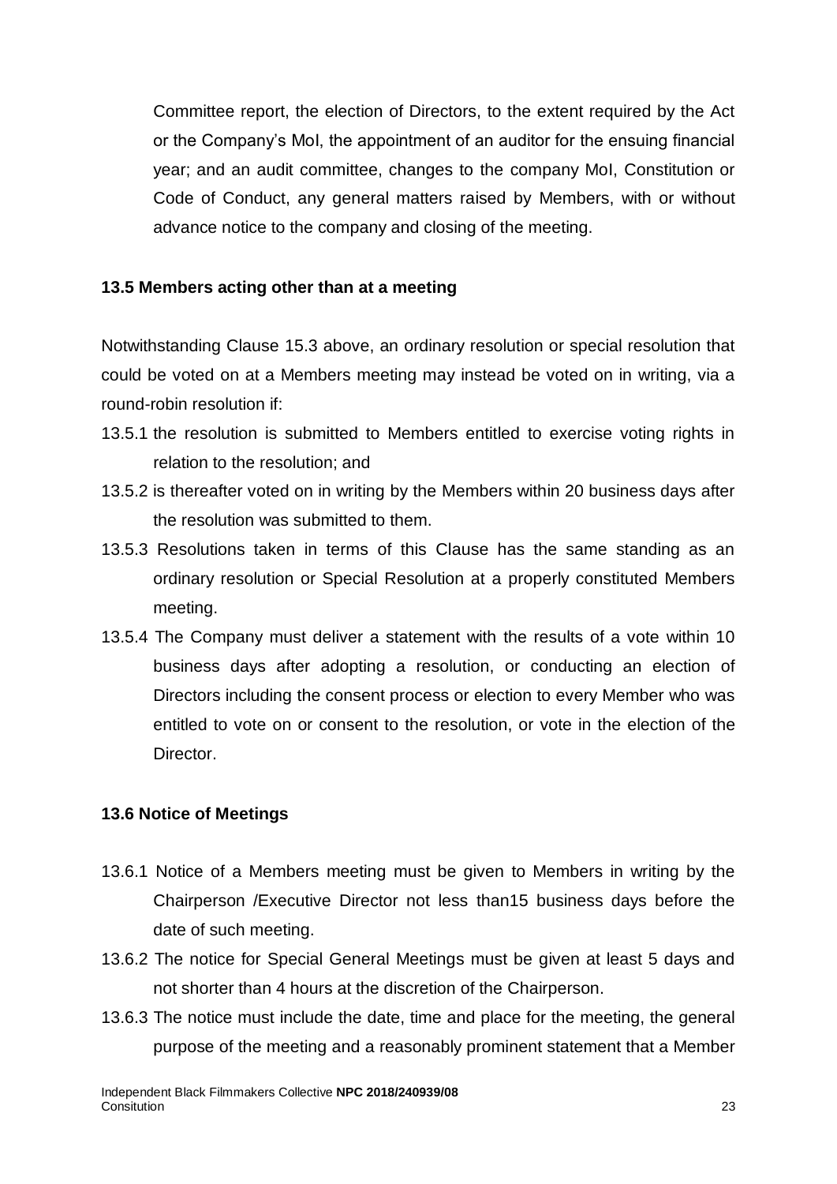Committee report, the election of Directors, to the extent required by the Act or the Company's MoI, the appointment of an auditor for the ensuing financial year; and an audit committee, changes to the company MoI, Constitution or Code of Conduct, any general matters raised by Members, with or without advance notice to the company and closing of the meeting.

**13.5 Members acting other than at a meeting**

Notwithstanding Clause 15.3 above, an ordinary resolution or special resolution that could be voted on at a Members meeting may instead be voted on in writing, via a round-robin resolution if:

13.5.1 the resolution is submitted to Members entitled to exercise voting rights in relation to the resolution; and

13.5.2 is thereafter voted on in writing by the Members within 20 business days after the resolution was submitted to them.

13.5.3 Resolutions taken in terms of this Clause has the same standing as an ordinary resolution or Special Resolution at a properly constituted Members meeting.

13.5.4 The Company must deliver a statement with the results of a vote within 10 business days after adopting a resolution, or conducting an election of Directors including the consent process or election to every Member who was entitled to vote on or consent to the resolution, or vote in the election of the Director.

**13.6 Notice of Meetings**

13.6.1 Notice of a Members meeting must be given to Members in writing by the Chairperson /Executive Director not less than15 business days before the date of such meeting.

13.6.2 The notice for Special General Meetings must be given at least 5 days and not shorter than 4 hours at the discretion of the Chairperson.

13.6.3 The notice must include the date, time and place for the meeting, the general purpose of the meeting and a reasonably prominent statement that a Member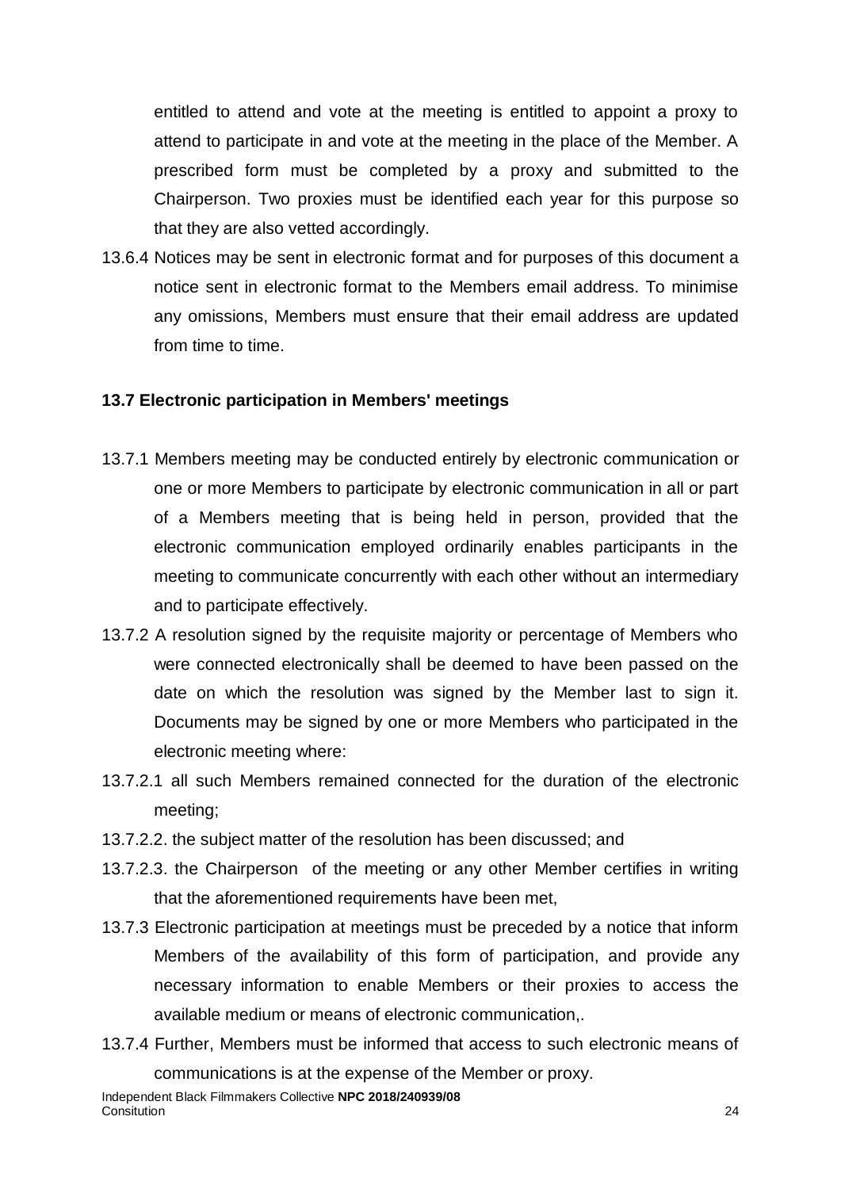entitled to attend and vote at the meeting is entitled to appoint a proxy to attend to participate in and vote at the meeting in the place of the Member. A prescribed form must be completed by a proxy and submitted to the Chairperson. Two proxies must be identified each year for this purpose so that they are also vetted accordingly.

13.6.4 Notices may be sent in electronic format and for purposes of this document a notice sent in electronic format to the Members email address. To minimise any omissions, Members must ensure that their email address are updated from time to time.

**13.7 Electronic participation in Members' meetings**

13.7.1 Members meeting may be conducted entirely by electronic communication or one or more Members to participate by electronic communication in all or part of a Members meeting that is being held in person, provided that the electronic communication employed ordinarily enables participants in the meeting to communicate concurrently with each other without an intermediary and to participate effectively.

13.7.2 A resolution signed by the requisite majority or percentage of Members who were connected electronically shall be deemed to have been passed on the date on which the resolution was signed by the Member last to sign it. Documents may be signed by one or more Members who participated in the electronic meeting where:

13.7.2.1 all such Members remained connected for the duration of the electronic meeting;

13.7.2.2. the subject matter of the resolution has been discussed; and

13.7.2.3. the Chairperson of the meeting or any other Member certifies in writing that the aforementioned requirements have been met,

13.7.3 Electronic participation at meetings must be preceded by a notice that inform Members of the availability of this form of participation, and provide any necessary information to enable Members or their proxies to access the available medium or means of electronic communication,.

13.7.4 Further, Members must be informed that access to such electronic means of communications is at the expense of the Member or proxy.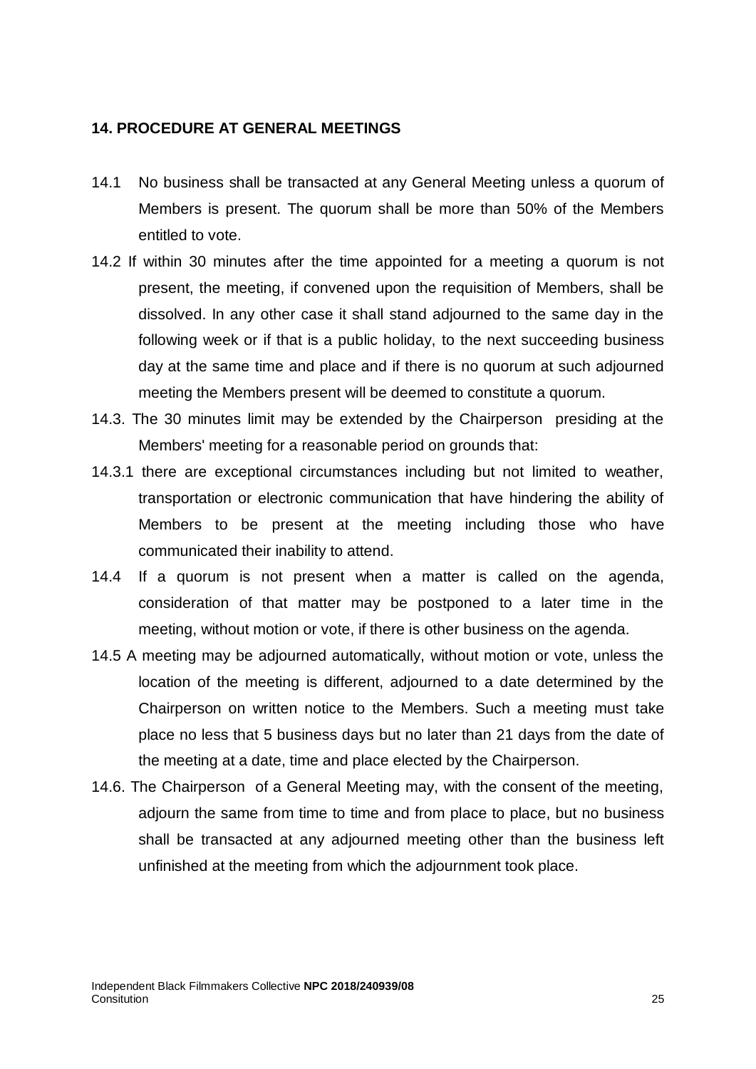**14. PROCEDURE AT GENERAL MEETINGS**

14.1 No business shall be transacted at any General Meeting unless a quorum of Members is present. The quorum shall be more than 50% of the Members entitled to vote.

14.2 If within 30 minutes after the time appointed for a meeting a quorum is not present, the meeting, if convened upon the requisition of Members, shall be dissolved. In any other case it shall stand adjourned to the same day in the following week or if that is a public holiday, to the next succeeding business day at the same time and place and if there is no quorum at such adjourned meeting the Members present will be deemed to constitute a quorum.

14.3. The 30 minutes limit may be extended by the Chairperson presiding at the Members' meeting for a reasonable period on grounds that:

14.3.1 there are exceptional circumstances including but not limited to weather, transportation or electronic communication that have hindering the ability of Members to be present at the meeting including those who have communicated their inability to attend.

14.4 If a quorum is not present when a matter is called on the agenda, consideration of that matter may be postponed to a later time in the meeting, without motion or vote, if there is other business on the agenda.

14.5 A meeting may be adjourned automatically, without motion or vote, unless the location of the meeting is different, adjourned to a date determined by the Chairperson on written notice to the Members. Such a meeting must take place no less that 5 business days but no later than 21 days from the date of the meeting at a date, time and place elected by the Chairperson.

14.6. The Chairperson of a General Meeting may, with the consent of the meeting, adjourn the same from time to time and from place to place, but no business shall be transacted at any adjourned meeting other than the business left unfinished at the meeting from which the adjournment took place.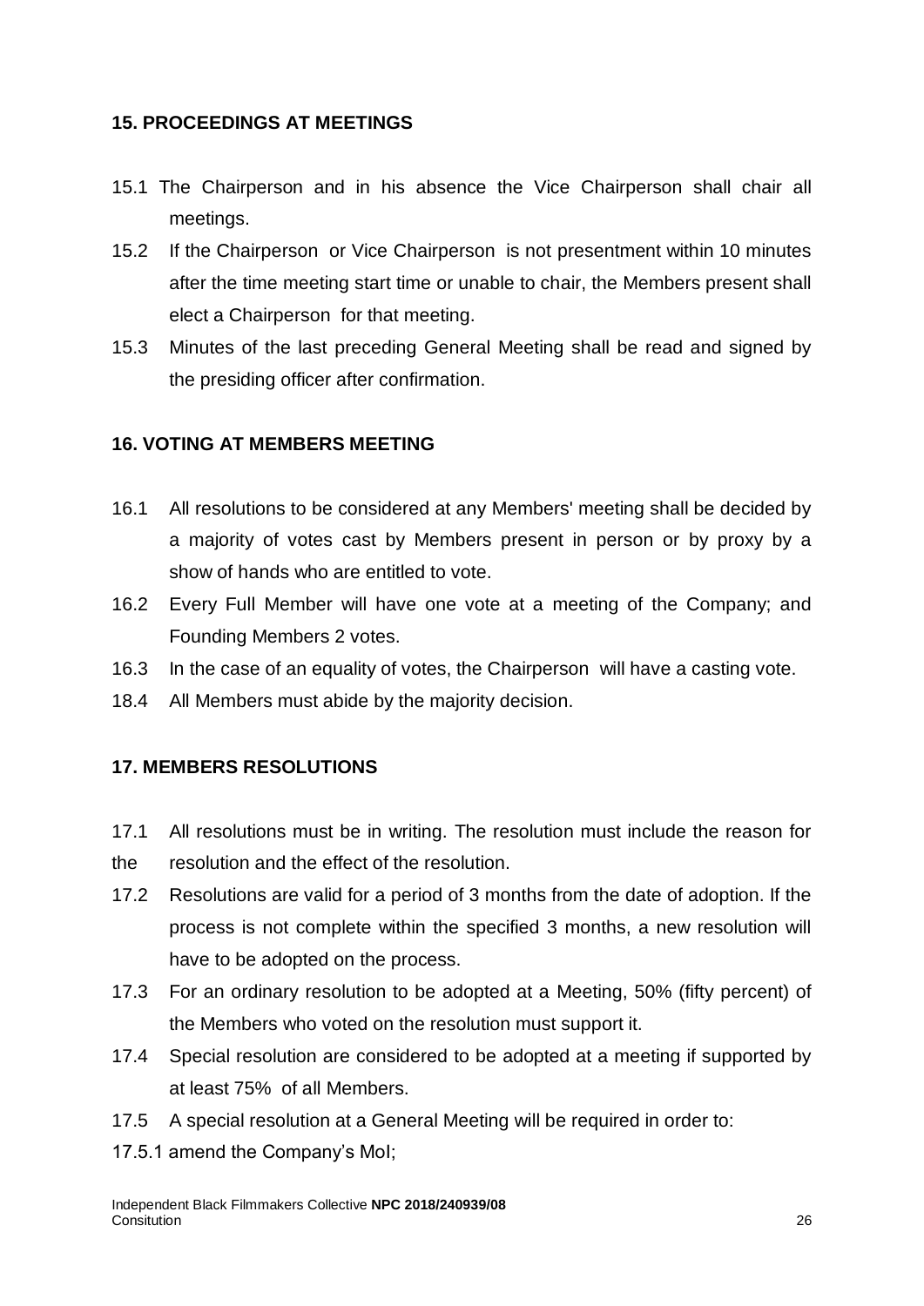## 15. PROCEEDINGS AT MEETINGS

15.1 The Chairperson and in his absence the Vice Chairperson shall chair all meetings.

15.2 If the Chairperson or Vice Chairperson is not presentment within 10 minutes after the time meeting start time or unable to chair, the Members present shall elect a Chairperson for that meeting.

15.3 Minutes of the last preceding General Meeting shall be read and signed by the presiding officer after confirmation.

## 16. VOTING AT MEMBERS MEETING

16.1 All resolutions to be considered at any Members' meeting shall be decided by a majority of votes cast by Members present in person or by proxy by a show of hands who are entitled to vote.

16.2 Every Full Member will have one vote at a meeting of the Company; and Founding Members 2 votes.

16.3 In the case of an equality of votes, the Chairperson will have a casting vote.

18.4 All Members must abide by the majority decision.

## 17. MEMBERS RESOLUTIONS

17.1 All resolutions must be in writing. The resolution must include the reason for the resolution and the effect of the resolution.

17.2 Resolutions are valid for a period of 3 months from the date of adoption. If the process is not complete within the specified 3 months, a new resolution will have to be adopted on the process.

17.3 For an ordinary resolution to be adopted at a Meeting, 50% (fifty percent) of the Members who voted on the resolution must support it.

17.4 Special resolution are considered to be adopted at a meeting if supported by at least 75% of all Members.

17.5 A special resolution at a General Meeting will be required in order to:

17.5.1 amend the Company's MoI;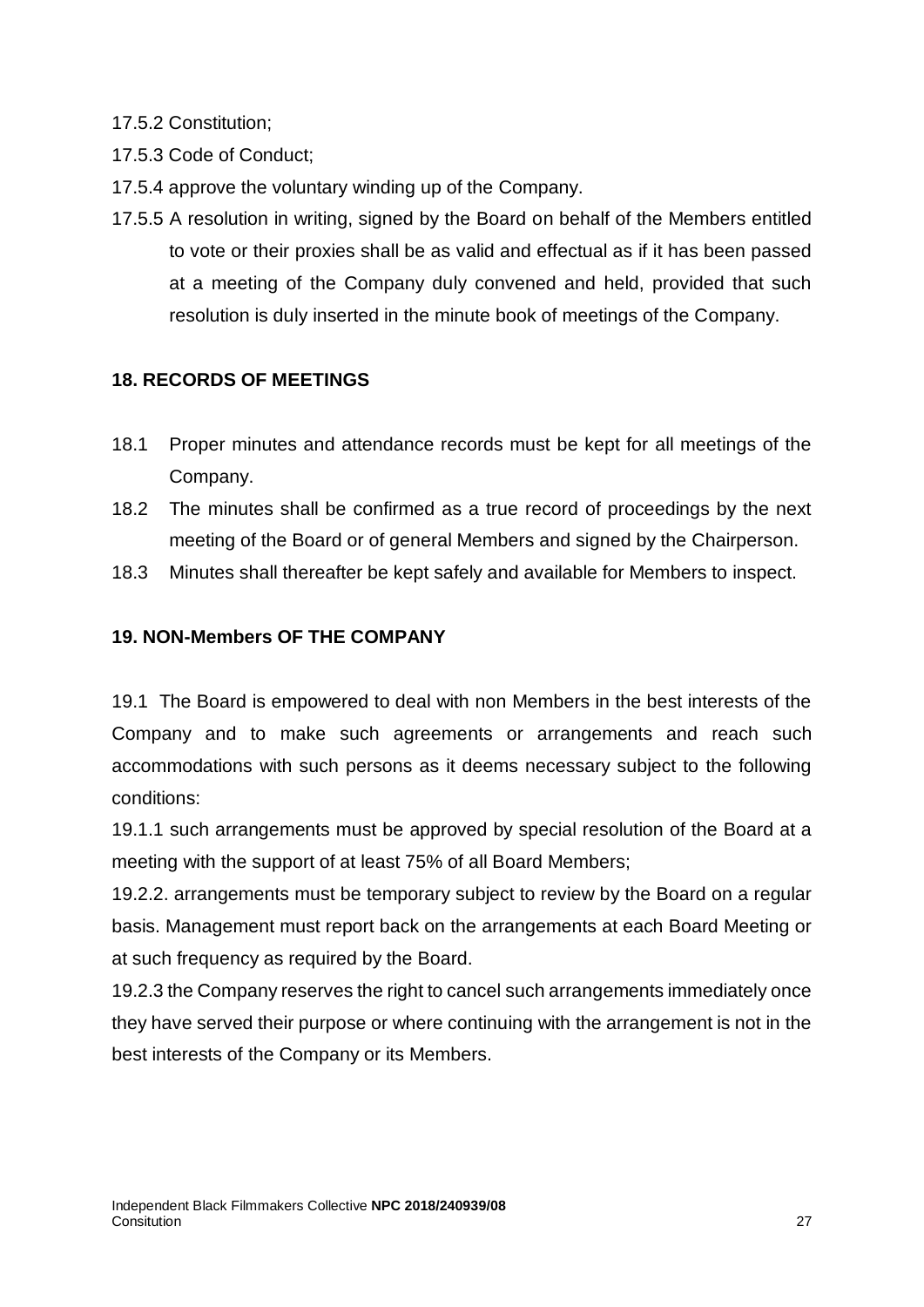17.5.2 Constitution;

17.5.3 Code of Conduct;

17.5.4 approve the voluntary winding up of the Company.

17.5.5 A resolution in writing, signed by the Board on behalf of the Members entitled to vote or their proxies shall be as valid and effectual as if it has been passed at a meeting of the Company duly convened and held, provided that such resolution is duly inserted in the minute book of meetings of the Company.

## 18. RECORDS OF MEETINGS

18.1 Proper minutes and attendance records must be kept for all meetings of the Company.

18.2 The minutes shall be confirmed as a true record of proceedings by the next meeting of the Board or of general Members and signed by the Chairperson.

18.3 Minutes shall thereafter be kept safely and available for Members to inspect.

## 19. NON-Members OF THE COMPANY

19.1 The Board is empowered to deal with non Members in the best interests of the Company and to make such agreements or arrangements and reach such accommodations with such persons as it deems necessary subject to the following conditions:

19.1.1 such arrangements must be approved by special resolution of the Board at a meeting with the support of at least 75% of all Board Members;

19.2.2. arrangements must be temporary subject to review by the Board on a regular basis. Management must report back on the arrangements at each Board Meeting or at such frequency as required by the Board.

19.2.3 the Company reserves the right to cancel such arrangements immediately once they have served their purpose or where continuing with the arrangement is not in the best interests of the Company or its Members.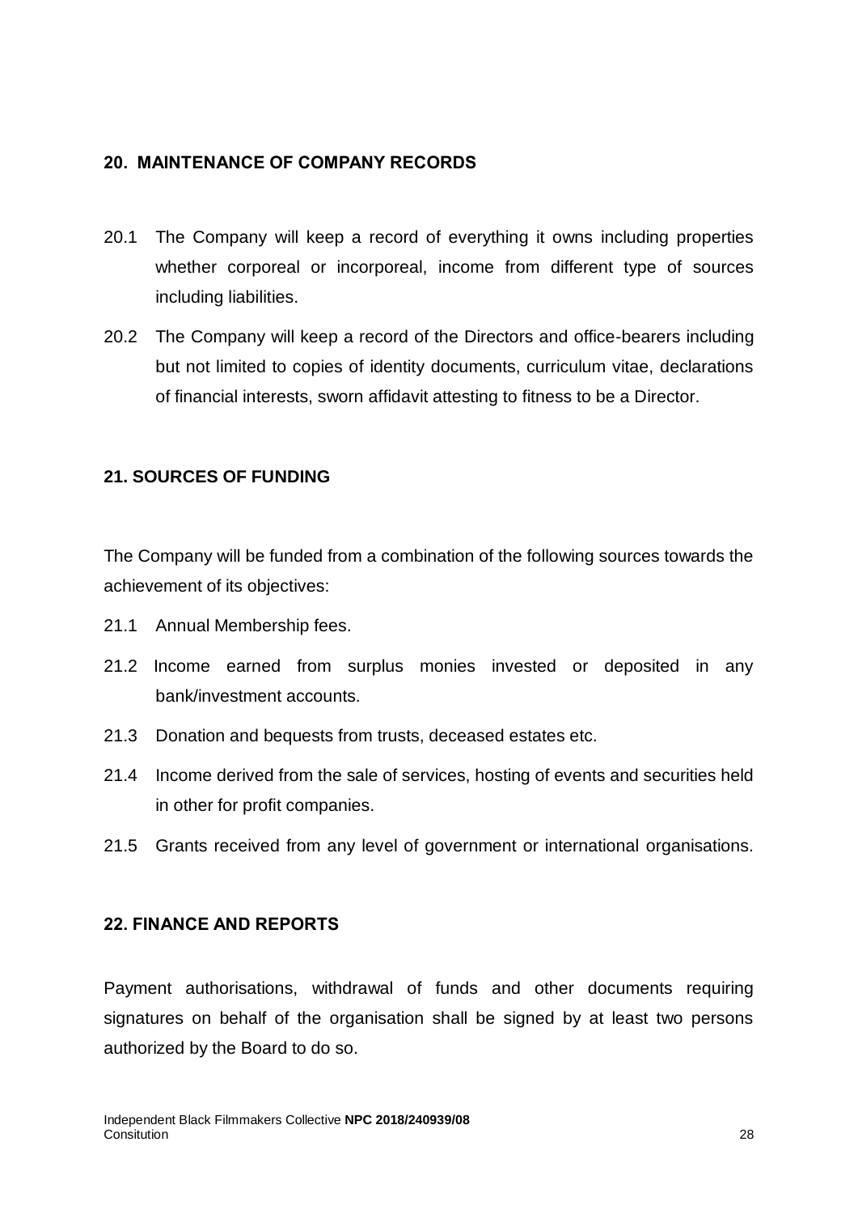## 20. MAINTENANCE OF COMPANY RECORDS

20.1 The Company will keep a record of everything it owns including properties whether corporeal or incorporeal, income from different type of sources including liabilities.

20.2 The Company will keep a record of the Directors and office-bearers including but not limited to copies of identity documents, curriculum vitae, declarations of financial interests, sworn affidavit attesting to fitness to be a Director.

## 21. SOURCES OF FUNDING

The Company will be funded from a combination of the following sources towards the achievement of its objectives:

21.1 Annual Membership fees.

21.2 Income earned from surplus monies invested or deposited in any bank/investment accounts.

21.3 Donation and bequests from trusts, deceased estates etc.

21.4 Income derived from the sale of services, hosting of events and securities held in other for profit companies.

21.5 Grants received from any level of government or international organisations.

## 22. FINANCE AND REPORTS

Payment authorisations, withdrawal of funds and other documents requiring signatures on behalf of the organisation shall be signed by at least two persons authorized by the Board to do so.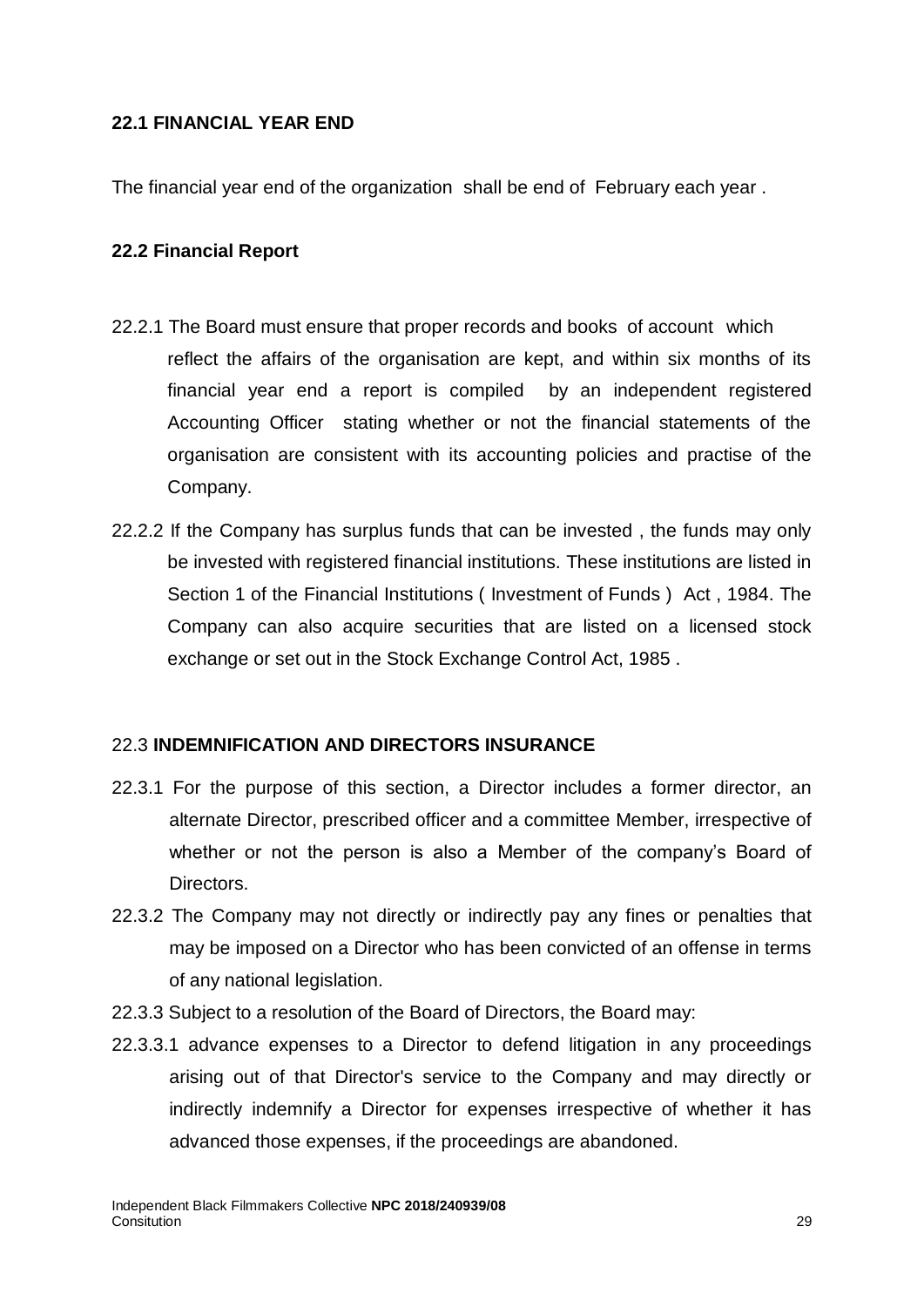**22.1 FINANCIAL YEAR END**

The financial year end of the organization shall be end of February each year .

**22.2 Financial Report**

22.2.1 The Board must ensure that proper records and books of account which reflect the affairs of the organisation are kept, and within six months of its financial year end a report is compiled by an independent registered Accounting Officer stating whether or not the financial statements of the organisation are consistent with its accounting policies and practise of the Company.

22.2.2 If the Company has surplus funds that can be invested , the funds may only be invested with registered financial institutions. These institutions are listed in Section 1 of the Financial Institutions ( Investment of Funds ) Act , 1984. The Company can also acquire securities that are listed on a licensed stock exchange or set out in the Stock Exchange Control Act, 1985 .

22.3 **INDEMNIFICATION AND DIRECTORS INSURANCE**

22.3.1 For the purpose of this section, a Director includes a former director, an alternate Director, prescribed officer and a committee Member, irrespective of whether or not the person is also a Member of the company's Board of Directors.

22.3.2 The Company may not directly or indirectly pay any fines or penalties that may be imposed on a Director who has been convicted of an offense in terms of any national legislation.

22.3.3 Subject to a resolution of the Board of Directors, the Board may:

22.3.3.1 advance expenses to a Director to defend litigation in any proceedings arising out of that Director's service to the Company and may directly or indirectly indemnify a Director for expenses irrespective of whether it has advanced those expenses, if the proceedings are abandoned.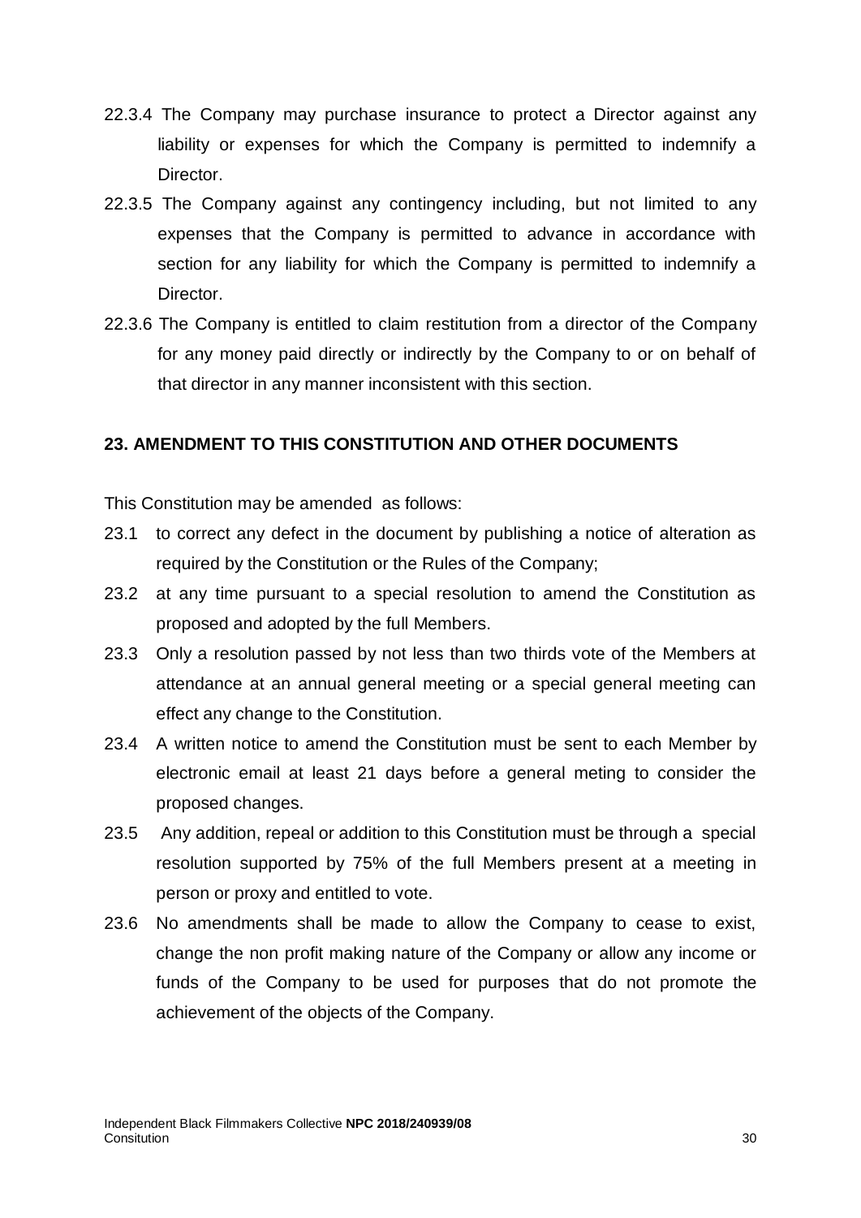22.3.4 The Company may purchase insurance to protect a Director against any liability or expenses for which the Company is permitted to indemnify a Director.

22.3.5 The Company against any contingency including, but not limited to any expenses that the Company is permitted to advance in accordance with section for any liability for which the Company is permitted to indemnify a Director.

22.3.6 The Company is entitled to claim restitution from a director of the Company for any money paid directly or indirectly by the Company to or on behalf of that director in any manner inconsistent with this section.

**23. AMENDMENT TO THIS CONSTITUTION AND OTHER DOCUMENTS**

This Constitution may be amended as follows:

23.1 to correct any defect in the document by publishing a notice of alteration as required by the Constitution or the Rules of the Company;

23.2 at any time pursuant to a special resolution to amend the Constitution as proposed and adopted by the full Members.

23.3 Only a resolution passed by not less than two thirds vote of the Members at attendance at an annual general meeting or a special general meeting can effect any change to the Constitution.

23.4 A written notice to amend the Constitution must be sent to each Member by electronic email at least 21 days before a general meting to consider the proposed changes.

23.5 Any addition, repeal or addition to this Constitution must be through a special resolution supported by 75% of the full Members present at a meeting in person or proxy and entitled to vote.

23.6 No amendments shall be made to allow the Company to cease to exist, change the non profit making nature of the Company or allow any income or funds of the Company to be used for purposes that do not promote the achievement of the objects of the Company.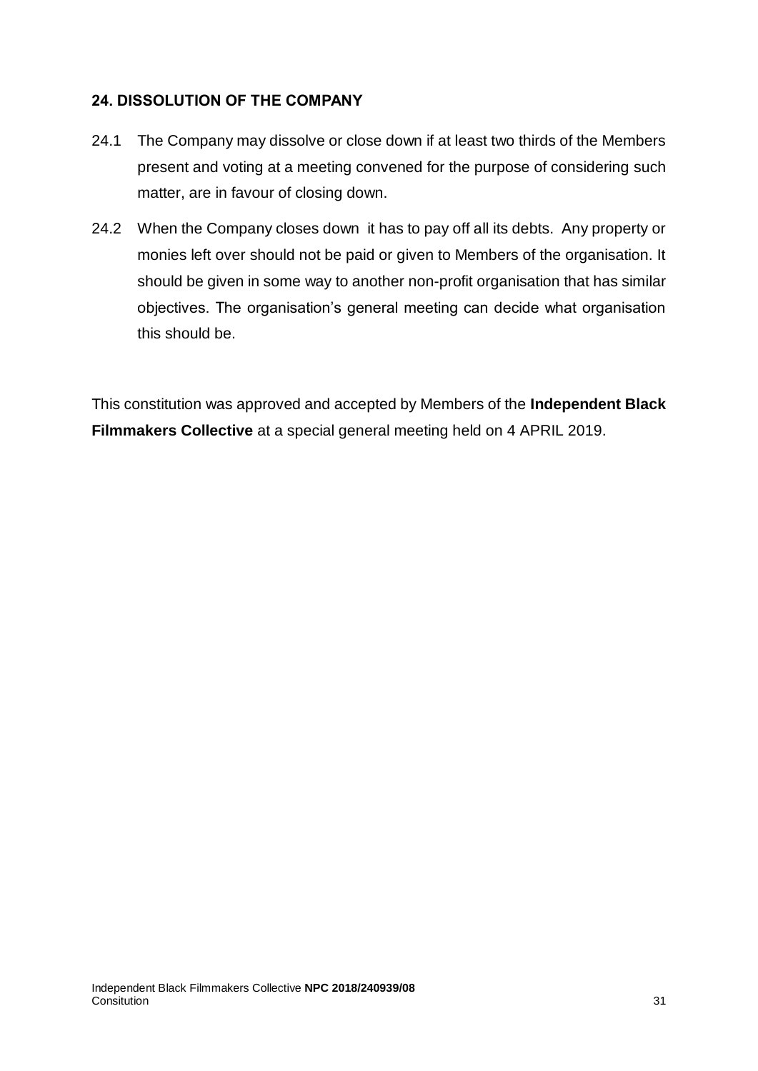## 24. DISSOLUTION OF THE COMPANY

24.1 The Company may dissolve or close down if at least two thirds of the Members present and voting at a meeting convened for the purpose of considering such matter, are in favour of closing down.

24.2 When the Company closes down it has to pay off all its debts. Any property or monies left over should not be paid or given to Members of the organisation. It should be given in some way to another non-profit organisation that has similar objectives. The organisation's general meeting can decide what organisation this should be.

This constitution was approved and accepted by Members of the **Independent Black Filmmakers Collective** at a special general meeting held on 4 APRIL 2019.